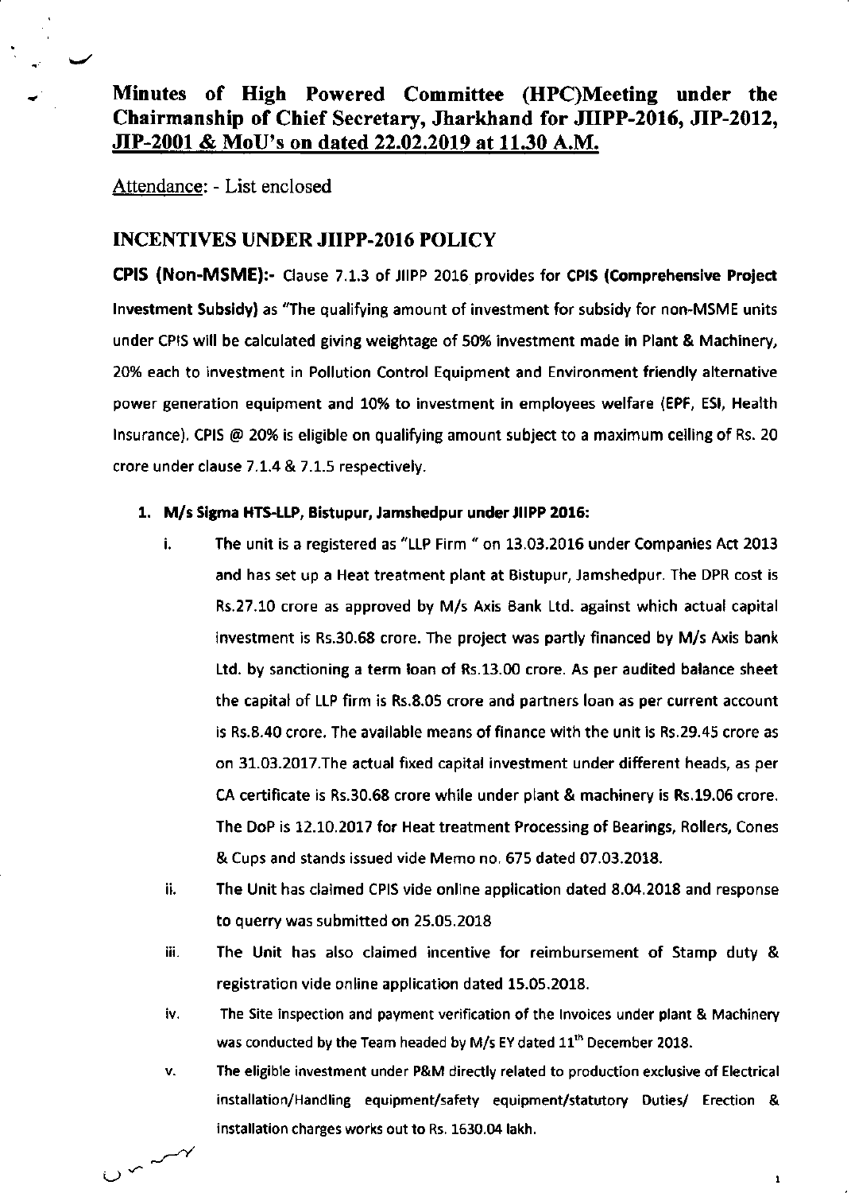# Minutes of High Powered Committee (HPC)Meeting under the Chairmanship of Chief Secretary, Jharkhand for JIIPP-2016, JIP-2012, JIP-2001 & MoU's on dated 22.02.2019 at 11.30 A.M.

Attendance: - List enclosed

## INCENTIVES UNDER JIIPP-2016 POLICY

**CPIS (Non-MSME):-** Clause 7.1.3 of JIIPP 2016 provides for **CPIS (Comprehensive Project Investment Subsidy)** as "The qualifying amount of investment for subsidy for non-MSME units under CPIS will be calculated giving weightage of 50% investment made in Plant & Machinery, 20% each to investment in Pollution Control Equipment and Environment friendly alternative power generation equipment and 10% to investment in employees welfare (EPF, ESI, Health Insurance). CPIS @ 20% is eligible on qualifying amount subject to a maximum ceiling of Rs. 20 crore under clause 7.1.4 & 7.1.5 respectively.

1. **M/s Sigma HTS-LLP, Bistupur, Jamshedpur under JIIPP 2016:**
   i. The unit is a registered as "LLP Firm " on 13.03.2016 under Companies Act 2013 and has set up a Heat treatment plant at Bistupur, Jamshedpur. The DPR cost is Rs.27.10 crore as approved by M/s Axis Bank Ltd. against which actual capital investment is Rs.30.68 crore. The project was partly financed by M/s Axis bank Ltd. by sanctioning a term loan of Rs.13.00 crore. As per audited balance sheet the capital of LLP firm is Rs.8.05 crore and partners loan as per current account is Rs.8.40 crore. The available means of finance with the unit is Rs.29.45 crore as on 31.03.2017.The actual fixed capital investment under different heads, as per CA certificate is Rs.30.68 crore while under plant & machinery is Rs.19.06 crore. The DoP is 12.10.2017 for Heat treatment Processing of Bearings, Rollers, Cones & Cups and stands issued vide Memo no. 675 dated 07.03.2018.

   ii. The Unit has claimed CPIS vide online application dated 8.04.2018 and response to querry was submitted on 25.05.2018

   iii. The Unit has also claimed incentive for reimbursement of Stamp duty & registration vide online application dated 15.05.2018.

   iv. The Site Inspection and payment verification of the Invoices under plant & Machinery was conducted by the Team headed by M/s EY dated 11th December 2018.

   v. The eligible investment under P&M directly related to production exclusive of Electrical installation/Handling equipment/safety equipment/statutory Duties/ Erection & installation charges works out to Rs. 1630.04 lakh.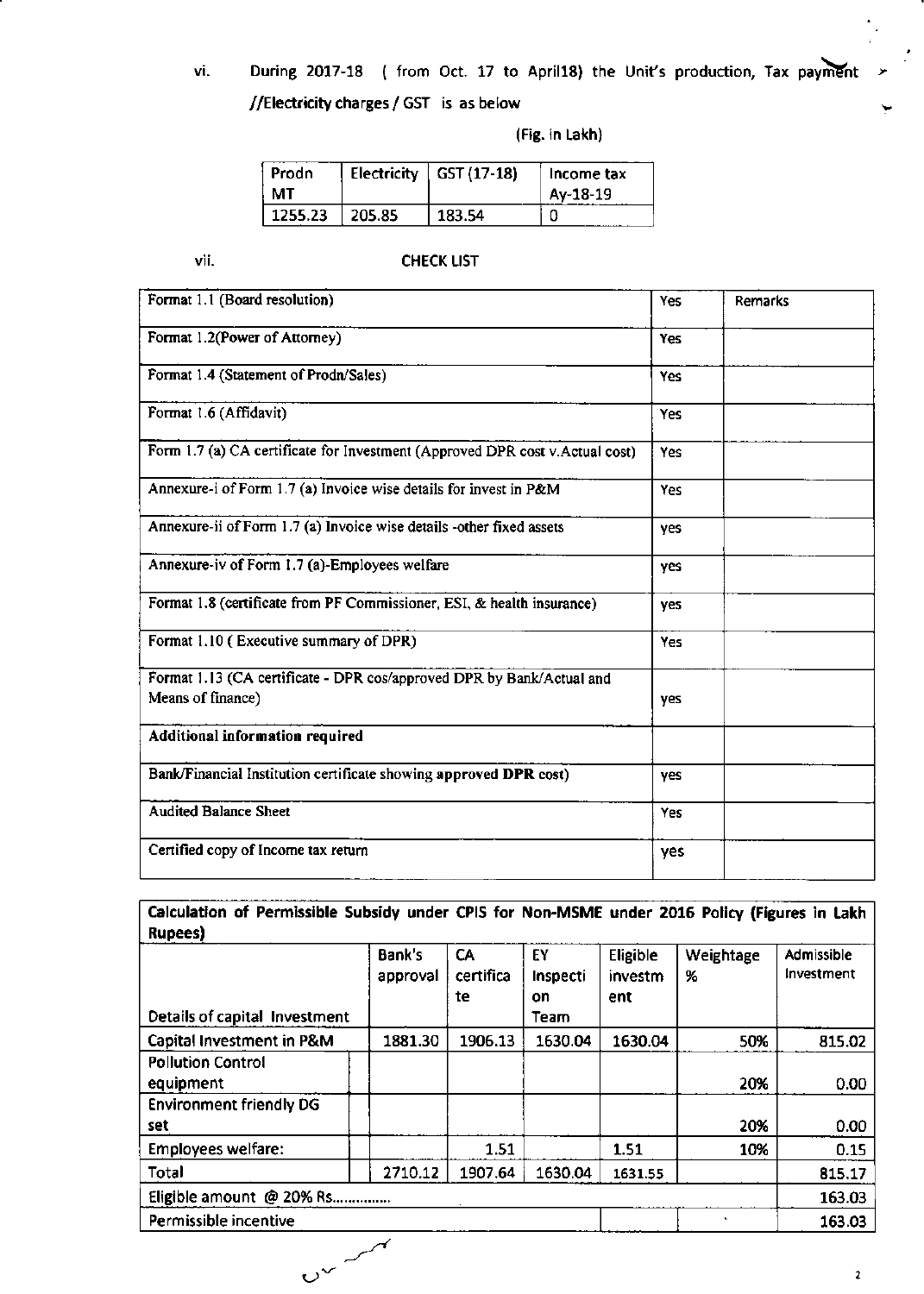vi. During 2017-18 ( from Oct. 17 to April18) the Unit's production, Tax payment //Electricity charges / GST is as below

(Fig. in Lakh)

| Prodn MT | Electricity | GST (17-18) | Income tax Ay-18-19 |
|---|---|---|---|
| 1255.23 | 205.85 | 183.54 | 0 |

vii. **CHECK LIST**

| | | |
|---|---|---|
| Format 1.1 (Board resolution) | Yes | Remarks |
| Format 1.2(Power of Attorney) | Yes | |
| Format 1.4 (Statement of Prodn/Sales) | Yes | |
| Format 1.6 (Affidavit) | Yes | |
| Form 1.7 (a) CA certificate for Investment (Approved DPR cost v.Actual cost) | Yes | |
| Annexure-i of Form 1.7 (a) Invoice wise details for invest in P&M | Yes | |
| Annexure-ii of Form 1.7 (a) Invoice wise details -other fixed assets | yes | |
| Annexure-iv of Form 1.7 (a)-Employees welfare | yes | |
| Format 1.8 (certificate from PF Commissioner, ESI, & health insurance) | yes | |
| Format 1.10 ( Executive summary of DPR) | Yes | |
| Format 1.13 (CA certificate - DPR cos/approved DPR by Bank/Actual and Means of finance) | yes | |
| **Additional information required** | | |
| Bank/Financial Institution certificate showing **approved DPR** cost) | yes | |
| Audited Balance Sheet | Yes | |
| Certified copy of Income tax return | yes | |

| **Calculation of Permissible Subsidy under CPIS for Non-MSME under 2016 Policy (Figures in Lakh Rupees)** | | | | | | |
|---|---|---|---|---|---|---|
| Details of capital Investment | Bank's approval | CA certificate | EY Inspection Team | Eligible investment | Weightage % | Admissible Investment |
| Capital Investment in P&M | 1881.30 | 1906.13 | 1630.04 | 1630.04 | 50% | 815.02 |
| Pollution Control equipment | | | | | 20% | 0.00 |
| Environment friendly DG set | | | | | 20% | 0.00 |
| Employees welfare: | | 1.51 | | 1.51 | 10% | 0.15 |
| Total | 2710.12 | 1907.64 | 1630.04 | 1631.55 | | 815.17 |
| Eligible amount @ 20% Rs.............. | | | | | | 163.03 |
| Permissible incentive | | | | | | 163.03 |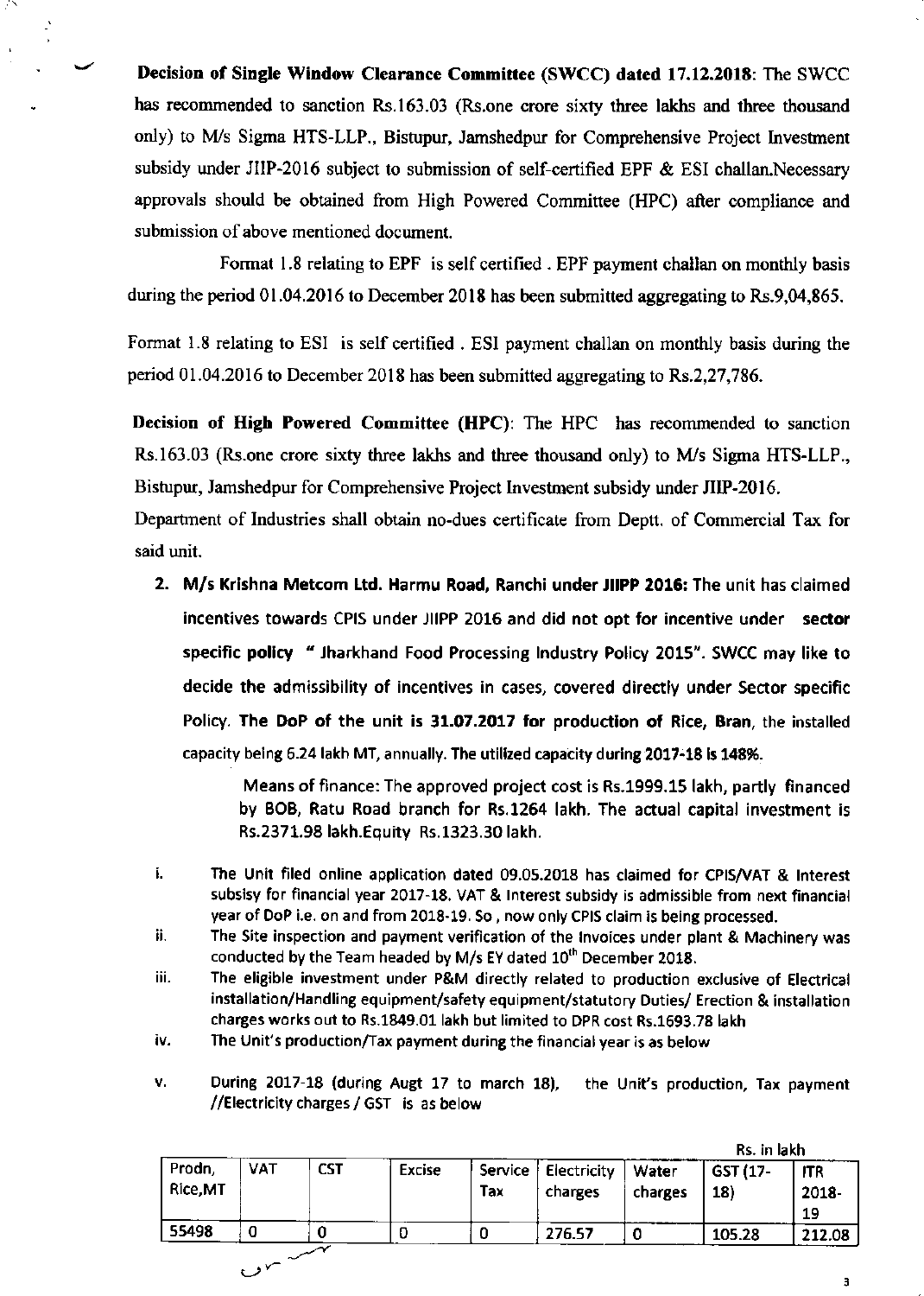**Decision of Single Window Clearance Committee (SWCC) dated 17.12.2018**: The SWCC has recommended to sanction Rs.163.03 (Rs.one crore sixty three lakhs and three thousand only) to M/s Sigma HTS-LLP., Bistupur, Jamshedpur for Comprehensive Project Investment subsidy under JIIP-2016 subject to submission of self-certified EPF & ESI challan.Necessary approvals should be obtained from High Powered Committee (HPC) after compliance and submission of above mentioned document.

Format 1.8 relating to EPF is self certified . EPF payment challan on monthly basis during the period 01.04.2016 to December 2018 has been submitted aggregating to Rs.9,04,865.

Format 1.8 relating to ESI is self certified . ESI payment challan on monthly basis during the period 01.04.2016 to December 2018 has been submitted aggregating to Rs.2,27,786.

**Decision of High Powered Committee (HPC)**: The HPC has recommended to sanction Rs.163.03 (Rs.one crore sixty three lakhs and three thousand only) to M/s Sigma HTS-LLP., Bistupur, Jamshedpur for Comprehensive Project Investment subsidy under JIIP-2016.

Department of Industries shall obtain no-dues certificate from Deptt. of Commercial Tax for said unit.

2. **M/s Krishna Metcom Ltd. Harmu Road, Ranchi under JIIPP 2016:** The unit has claimed incentives towards CPIS under JIIPP 2016 and did not opt for incentive under **sector specific policy " Jharkhand Food Processing Industry Policy 2015".** SWCC may like to decide the admissibility of incentives in cases, covered directly under Sector specific Policy. **The DoP of the unit is 31.07.2017 for production of Rice, Bran**, the installed capacity being 6.24 lakh MT, annually. **The utilized capacity during 2017-18 is 148%.**

   Means of finance: The approved project cost is Rs.1999.15 lakh, partly financed by BOB, Ratu Road branch for Rs.1264 lakh. The actual capital investment is Rs.2371.98 lakh.Equity Rs.1323.30 lakh.

i. The Unit filed online application dated 09.05.2018 has claimed for CPIS/VAT & Interest subsisy for financial year 2017-18. VAT & Interest subsidy is admissible from next financial year of DoP i.e. on and from 2018-19. So , now only CPIS claim is being processed.

ii. The Site inspection and payment verification of the Invoices under plant & Machinery was conducted by the Team headed by M/s EY dated 10th December 2018.

iii. The eligible investment under P&M directly related to production exclusive of Electrical installation/Handling equipment/safety equipment/statutory Duties/ Erection & installation charges works out to Rs.1849.01 lakh but limited to DPR cost Rs.1693.78 lakh

iv. The Unit's production/Tax payment during the financial year is as below

v. During 2017-18 (during Augt 17 to march 18), the Unit's production, Tax payment //Electricity charges / GST is as below

Rs. in lakh

| Prodn, Rice,MT | VAT | CST | Excise | Service Tax | Electricity charges | Water charges | GST (17-18) | ITR 2018-19 |
|---|---|---|---|---|---|---|---|---|
| 55498 | 0 | 0 | 0 | 0 | 276.57 | 0 | 105.28 | 212.08 |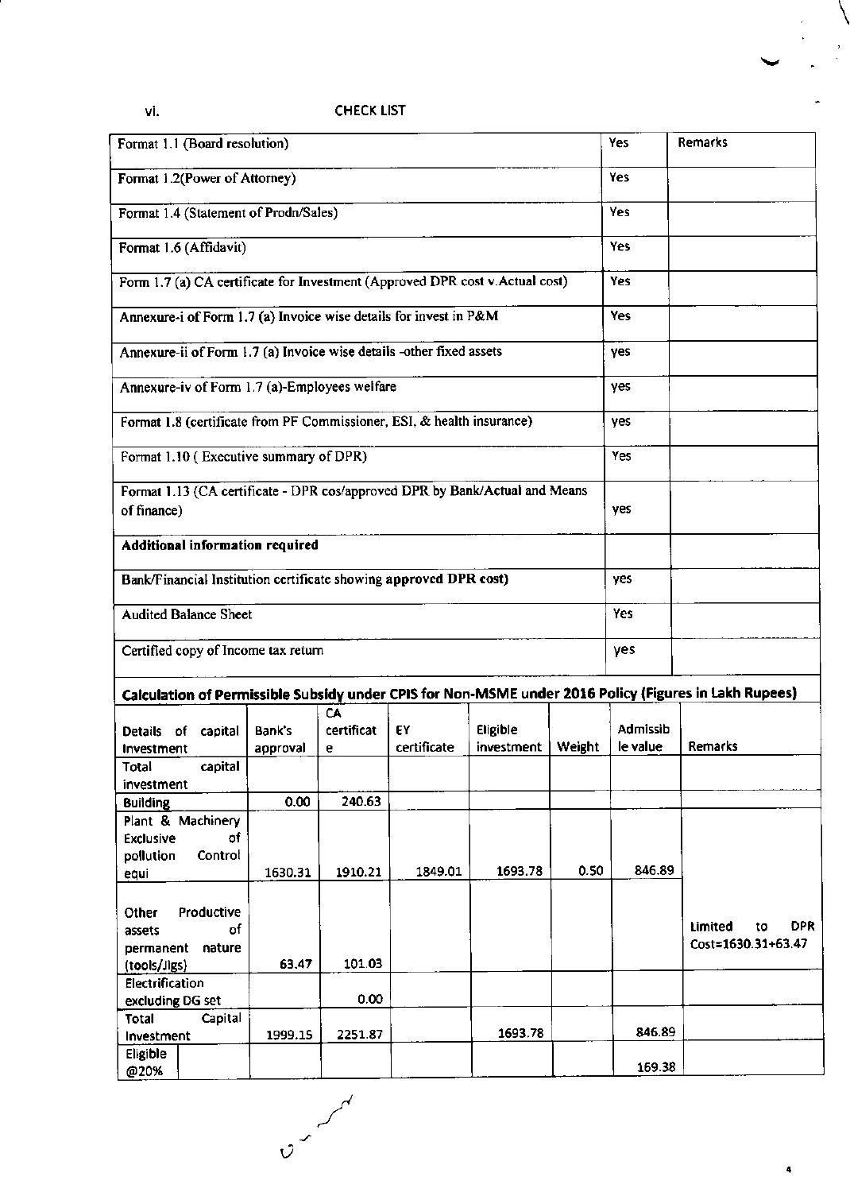vi. CHECK LIST

| Format 1.1 (Board resolution) | Yes | Remarks |
|---|---|---|
| Format 1.2(Power of Attorney) | Yes | |
| Format 1.4 (Statement of Prodn/Sales) | Yes | |
| Format 1.6 (Affidavit) | Yes | |
| Form 1.7 (a) CA certificate for Investment (Approved DPR cost v.Actual cost) | Yes | |
| Annexure-i of Form 1.7 (a) Invoice wise details for invest in P&M | Yes | |
| Annexure-ii of Form 1.7 (a) Invoice wise details -other fixed assets | yes | |
| Annexure-iv of Form 1.7 (a)-Employees welfare | yes | |
| Format 1.8 (certificate from PF Commissioner, ESI, & health insurance) | yes | |
| Format 1.10 ( Executive summary of DPR) | Yes | |
| Format 1.13 (CA certificate - DPR cos/approved DPR by Bank/Actual and Means of finance) | yes | |
| **Additional information required** | | |
| Bank/Financial Institution certificate showing **approved DPR cost)** | yes | |
| Audited Balance Sheet | Yes | |
| Certified copy of Income tax return | yes | |

**Calculation of Permissible Subsidy under CPIS for Non-MSME under 2016 Policy (Figures in Lakh Rupees)**

| Details of capital Investment | Bank's approval | CA certificate | EY certificate | Eligible investment | Weight | Admissible value | Remarks |
|---|---|---|---|---|---|---|---|
| Total capital investment | | | | | | | |
| Building | 0.00 | 240.63 | | | | | |
| Plant & Machinery Exclusive of pollution Control equi | 1630.31 | 1910.21 | 1849.01 | 1693.78 | 0.50 | 846.89 | |
| Other Productive assets of permanent nature (tools/Jigs) | 63.47 | 101.03 | | | | | Limited to DPR Cost=1630.31+63.47 |
| Electrification excluding DG set | | 0.00 | | | | | |
| Total Capital Investment | 1999.15 | 2251.87 | | 1693.78 | | 846.89 | |
| Eligible @20% | | | | | | 169.38 | |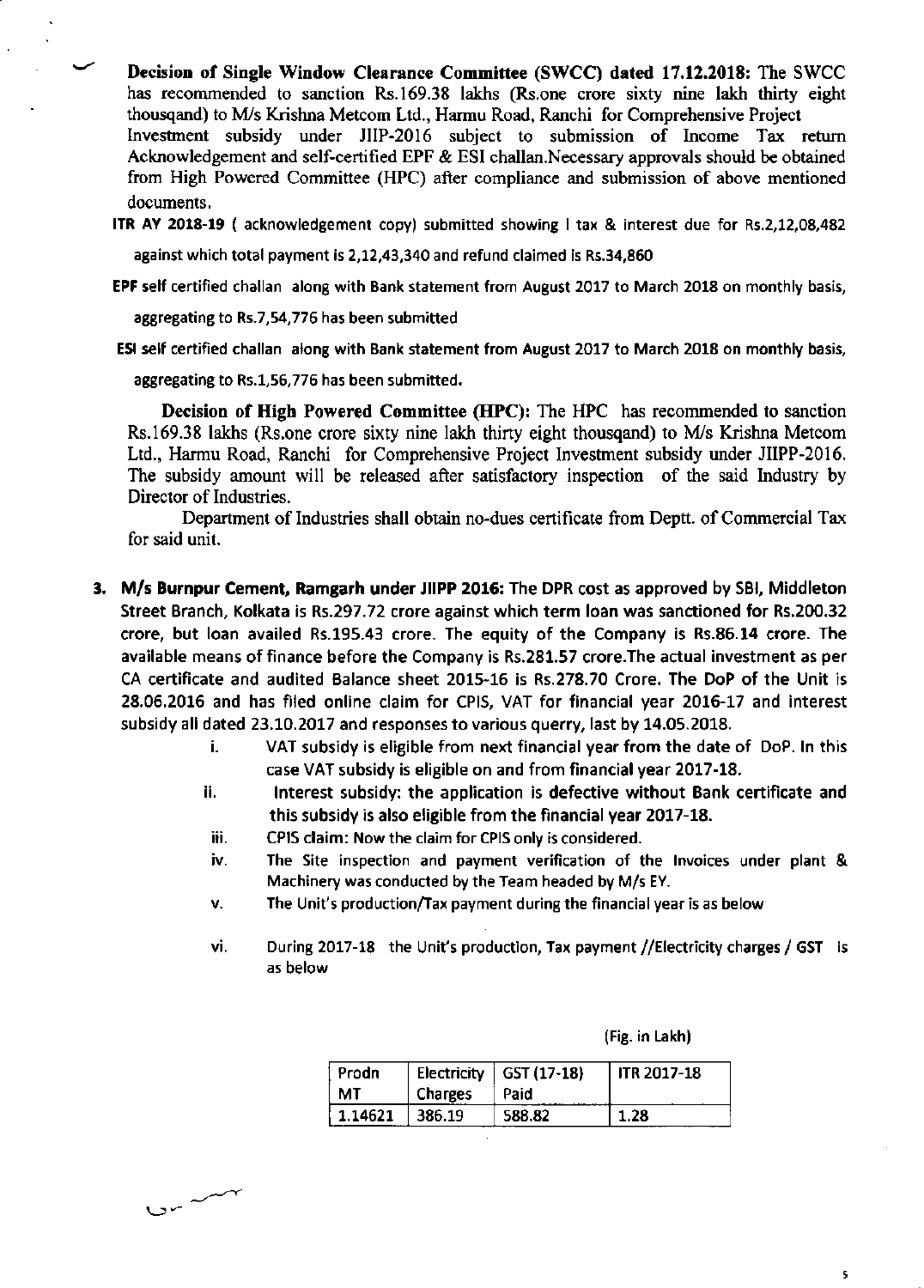**Decision of Single Window Clearance Committee (SWCC) dated 17.12.2018:** The SWCC has recommended to sanction Rs.169.38 lakhs (Rs.one crore sixty nine lakh thirty eight thousqand) to M/s Krishna Metcom Ltd., Harmu Road, Ranchi for Comprehensive Project Investment subsidy under JIIP-2016 subject to submission of Income Tax return Acknowledgement and self-certified EPF & ESI challan.Necessary approvals should be obtained from High Powered Committee (HPC) after compliance and submission of above mentioned documents.

**ITR AY 2018-19** ( acknowledgement copy) submitted showing I tax & interest due for Rs.2,12,08,482 against which total payment is 2,12,43,340 and refund claimed is Rs.34,860

**EPF** self certified challan along with Bank statement from August 2017 to March 2018 on monthly basis, aggregating to Rs.7,54,776 has been submitted

**ESI** self certified challan along with Bank statement from August 2017 to March 2018 on monthly basis, aggregating to Rs.1,56,776 has been submitted.

**Decision of High Powered Committee (HPC):** The HPC has recommended to sanction Rs.169.38 lakhs (Rs.one crore sixty nine lakh thirty eight thousqand) to M/s Krishna Metcom Ltd., Harmu Road, Ranchi for Comprehensive Project Investment subsidy under JIIPP-2016. The subsidy amount will be released after satisfactory inspection of the said Industry by Director of Industries.

Department of Industries shall obtain no-dues certificate from Deptt. of Commercial Tax for said unit.

3. **M/s Burnpur Cement, Ramgarh under JIIPP 2016:** The DPR cost as approved by SBI, Middleton Street Branch, Kolkata is Rs.297.72 crore against which term loan was sanctioned for Rs.200.32 crore, but loan availed Rs.195.43 crore. The equity of the Company is Rs.86.14 crore. The available means of finance before the Company is Rs.281.57 crore.The actual investment as per CA certificate and audited Balance sheet 2015-16 is Rs.278.70 Crore. The DoP of the Unit is 28.06.2016 and has filed online claim for CPIS, VAT for financial year 2016-17 and interest subsidy all dated 23.10.2017 and responses to various querry, last by 14.05.2018.

   i. VAT subsidy is eligible from next financial year from the date of DoP. In this case VAT subsidy is eligible on and from financial year 2017-18.

   ii. Interest subsidy: the application is defective without Bank certificate and this subsidy is also eligible from the financial year 2017-18.

   iii. CPIS claim: Now the claim for CPIS only is considered.

   iv. The Site inspection and payment verification of the Invoices under plant & Machinery was conducted by the Team headed by M/s EY.

   v. The Unit's production/Tax payment during the financial year is as below

   vi. During 2017-18 the Unit's production, Tax payment //Electricity charges / GST is as below

(Fig. in Lakh)

| Prodn MT | Electricity Charges | GST (17-18) Paid | ITR 2017-18 |
|---|---|---|---|
| 1.14621 | 386.19 | 588.82 | 1.28 |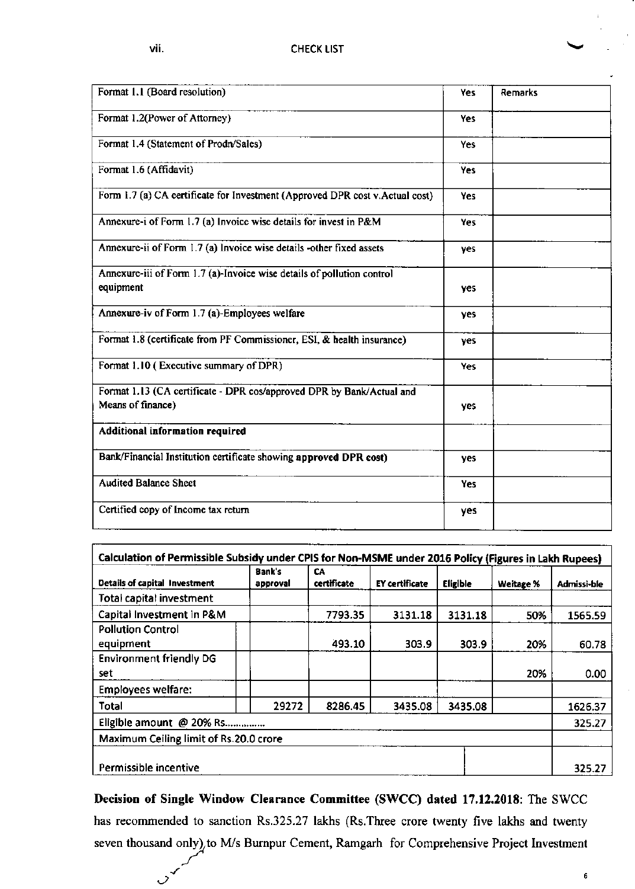vii. CHECK LIST

| Format 1.1 (Board resolution) | Yes | Remarks |
|---|---|---|
| Format 1.2(Power of Attorney) | Yes | |
| Format 1.4 (Statement of Prodn/Sales) | Yes | |
| Format 1.6 (Affidavit) | Yes | |
| Form 1.7 (a) CA certificate for Investment (Approved DPR cost v.Actual cost) | Yes | |
| Annexure-i of Form 1.7 (a) Invoice wise details for invest in P&M | Yes | |
| Annexure-ii of Form 1.7 (a) Invoice wise details -other fixed assets | yes | |
| Annexure-iii of Form 1.7 (a)-Invoice wise details of pollution control equipment | yes | |
| Annexure-iv of Form 1.7 (a)-Employees welfare | yes | |
| Format 1.8 (certificate from PF Commissioner, ESI, & health insurance) | yes | |
| Format 1.10 ( Executive summary of DPR) | Yes | |
| Format 1.13 (CA certificate - DPR cos/approved DPR by Bank/Actual and Means of finance) | yes | |
| **Additional information required** | | |
| Bank/Financial Institution certificate showing **approved DPR cost)** | yes | |
| Audited Balance Sheet | Yes | |
| Certified copy of Income tax return | yes | |

| Calculation of Permissible Subsidy under CPIS for Non-MSME under 2016 Policy (Figures in Lakh Rupees) | | | | | | |
|---|---|---|---|---|---|---|
| Details of capital Investment | Bank's approval | CA certificate | EY certificate | Eligible | Weitage % | Admissi-ble |
| Total capital investment | | | | | | |
| Capital Investment in P&M | | 7793.35 | 3131.18 | 3131.18 | 50% | 1565.59 |
| Pollution Control equipment | | 493.10 | 303.9 | 303.9 | 20% | 60.78 |
| Environment friendly DG set | | | | | 20% | 0.00 |
| Employees welfare: | | | | | | |
| Total | 29272 | 8286.45 | 3435.08 | 3435.08 | | 1626.37 |
| Eligible amount @ 20% Rs............... | | | | | | 325.27 |
| Maximum Ceiling limit of Rs.20.0 crore | | | | | | |
| Permissible incentive | | | | | | 325.27 |

**Decision of Single Window Clearance Committee (SWCC) dated 17.12.2018**: The SWCC has recommended to sanction Rs.325.27 lakhs (Rs.Three crore twenty five lakhs and twenty seven thousand only) to M/s Burnpur Cement, Ramgarh for Comprehensive Project Investment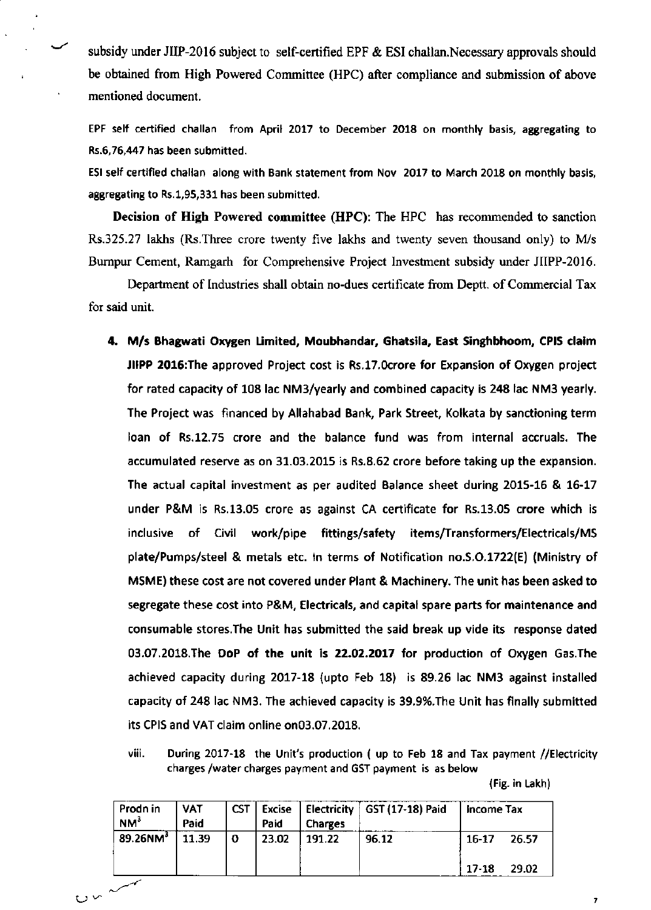subsidy under JIIP-2016 subject to self-certified EPF & ESI challan.Necessary approvals should be obtained from High Powered Committee (HPC) after compliance and submission of above mentioned document.

EPF self certified challan from April 2017 to December 2018 on monthly basis, aggregating to Rs.6,76,447 has been submitted.

ESI self certified challan along with Bank statement from Nov 2017 to March 2018 on monthly basis, aggregating to Rs.1,95,331 has been submitted.

**Decision of High Powered committee (HPC)**: The HPC has recommended to sanction Rs.325.27 lakhs (Rs.Three crore twenty five lakhs and twenty seven thousand only) to M/s Burnpur Cement, Ramgarh for Comprehensive Project Investment subsidy under JIIPP-2016.

Department of Industries shall obtain no-dues certificate from Deptt. of Commercial Tax for said unit.

4. **M/s Bhagwati Oxygen Limited, Moubhandar, Ghatsila, East Singhbhoom, CPIS claim JIIPP 2016:**The approved Project cost is Rs.17.0crore for Expansion of Oxygen project for rated capacity of 108 lac NM3/yearly and combined capacity is 248 lac NM3 yearly. The Project was financed by Allahabad Bank, Park Street, Kolkata by sanctioning term loan of Rs.12.75 crore and the balance fund was from internal accruals. The accumulated reserve as on 31.03.2015 is Rs.8.62 crore before taking up the expansion. The actual capital investment as per audited Balance sheet during 2015-16 & 16-17 under P&M is Rs.13.05 crore as against CA certificate for Rs.13.05 crore which is inclusive of Civil work/pipe fittings/safety items/Transformers/Electricals/MS plate/Pumps/steel & metals etc. In terms of Notification no.S.O.1722(E) (Ministry of MSME) these cost are not covered under Plant & Machinery. The unit has been asked to segregate these cost into P&M, Electricals, and capital spare parts for maintenance and consumable stores.The Unit has submitted the said break up vide its response dated 03.07.2018.The DoP of the unit is 22.02.2017 for production of Oxygen Gas.The achieved capacity during 2017-18 (upto Feb 18) is 89.26 lac NM3 against installed capacity of 248 lac NM3. The achieved capacity is 39.9%.The Unit has finally submitted its CPIS and VAT claim online on03.07.2018.

viii. During 2017-18 the Unit's production ( up to Feb 18 and Tax payment //Electricity charges /water charges payment and GST payment is as below

(Fig. in Lakh)

| Prodn in $NM^3$ | VAT Paid | CST | Excise Paid | Electricity Charges | GST (17-18) Paid | Income Tax | |
|---|---|---|---|---|---|---|---|
| 89.26$NM^3$ | 11.39 | 0 | 23.02 | 191.22 | 96.12 | 16-17 | 26.57 |
| | | | | | | 17-18 | 29.02 |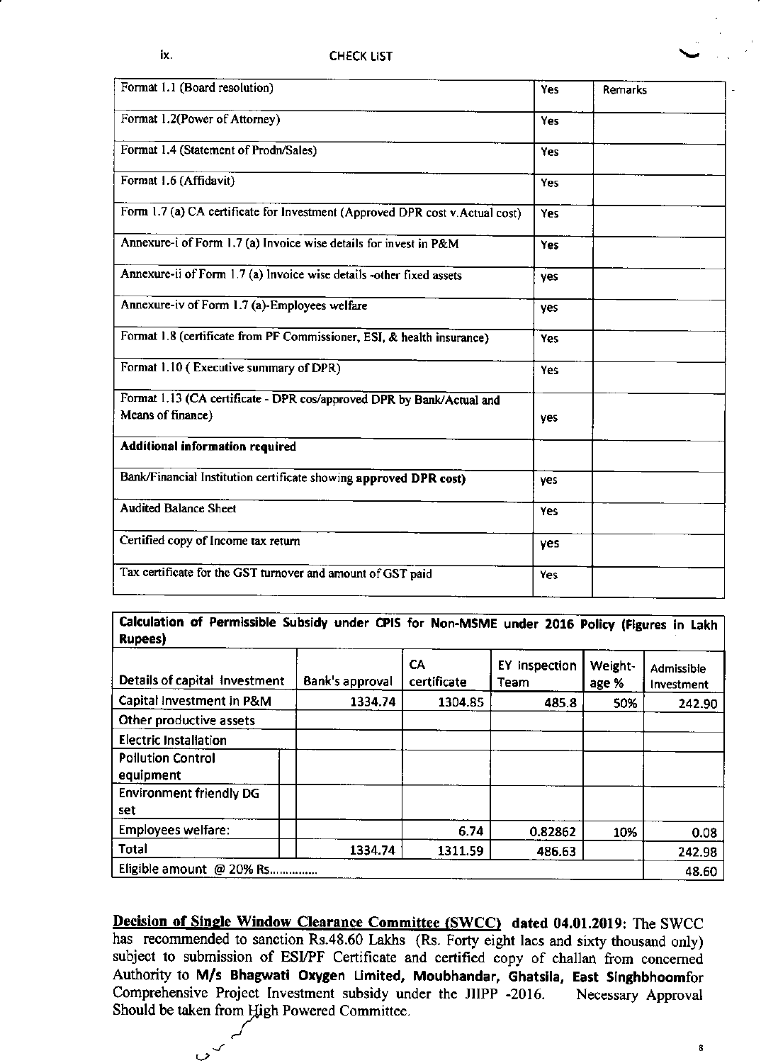ix. CHECK LIST

| Format 1.1 (Board resolution) | Yes | Remarks |
|---|---|---|
| Format 1.2(Power of Attorney) | Yes | |
| Format 1.4 (Statement of Prodn/Sales) | Yes | |
| Format 1.6 (Affidavit) | Yes | |
| Form 1.7 (a) CA certificate for Investment (Approved DPR cost v.Actual cost) | Yes | |
| Annexure-i of Form 1.7 (a) Invoice wise details for invest in P&M | Yes | |
| Annexure-ii of Form 1.7 (a) Invoice wise details -other fixed assets | yes | |
| Annexure-iv of Form 1.7 (a)-Employees welfare | yes | |
| Format 1.8 (certificate from PF Commissioner, ESI, & health insurance) | Yes | |
| Format 1.10 ( Executive summary of DPR) | Yes | |
| Format 1.13 (CA certificate - DPR cos/approved DPR by Bank/Actual and Means of finance) | yes | |
| **Additional information required** | | |
| Bank/Financial Institution certificate showing **approved DPR cost)** | yes | |
| Audited Balance Sheet | Yes | |
| Certified copy of Income tax return | yes | |
| Tax certificate for the GST turnover and amount of GST paid | Yes | |

**Calculation of Permissible Subsidy under CPIS for Non-MSME under 2016 Policy (Figures in Lakh Rupees)**

| Details of capital investment | Bank's approval | CA certificate | EY Inspection Team | Weight-age % | Admissible Investment |
|---|---|---|---|---|---|
| Capital Investment in P&M | 1334.74 | 1304.85 | 485.8 | 50% | 242.90 |
| Other productive assets | | | | | |
| Electric Installation | | | | | |
| Pollution Control equipment | | | | | |
| Environment friendly DG set | | | | | |
| Employees welfare: | | 6.74 | 0.82862 | 10% | 0.08 |
| Total | 1334.74 | 1311.59 | 486.63 | | 242.98 |
| Eligible amount @ 20% Rs............... | | | | | 48.60 |

**Decision of Single Window Clearance Committee (SWCC) dated 04.01.2019:** The SWCC has recommended to sanction Rs.48.60 Lakhs (Rs. Forty eight lacs and sixty thousand only) subject to submission of ESI/PF Certificate and certified copy of challan from concerned Authority to **M/s Bhagwati Oxygen Limited, Moubhandar, Ghatsila, East Singhbhoom**for Comprehensive Project Investment subsidy under the JIIPP -2016. Necessary Approval Should be taken from High Powered Committee.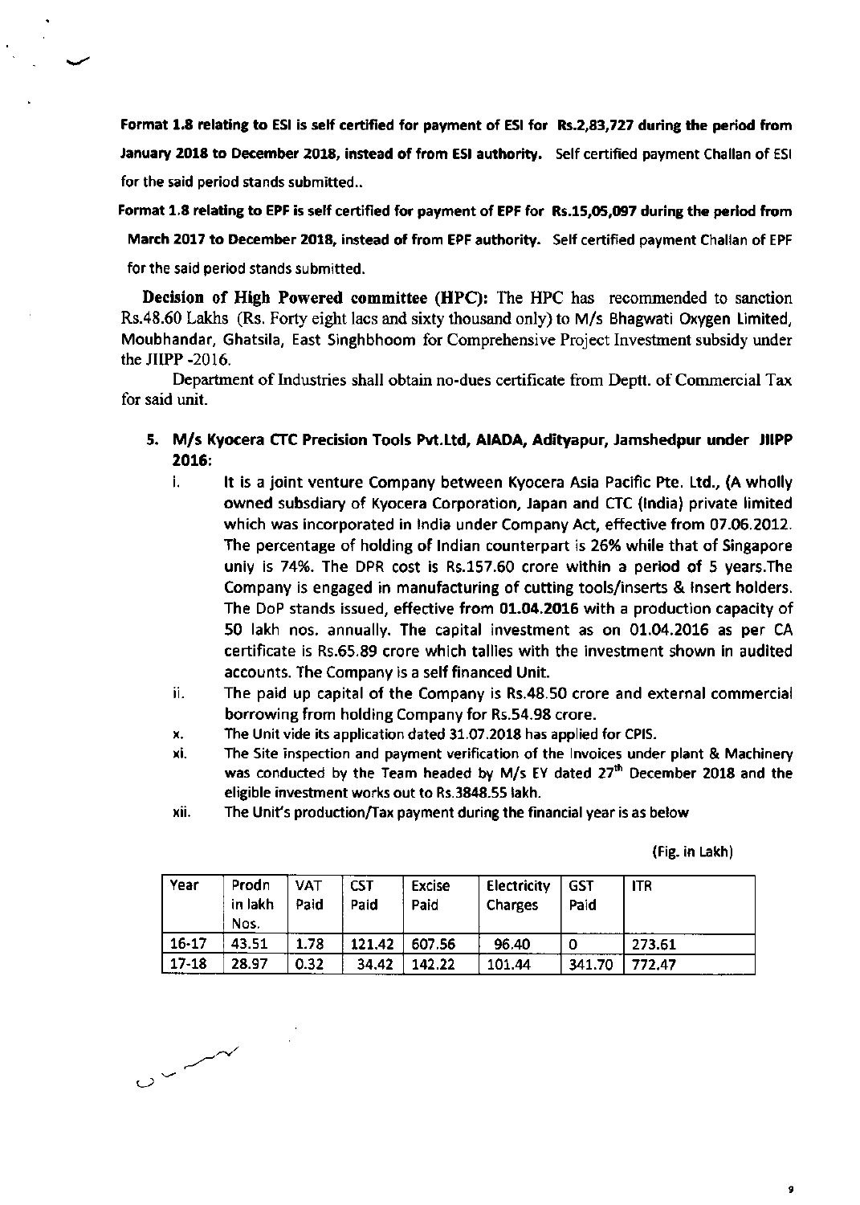**Format 1.8 relating to ESI is self certified for payment of ESI for Rs.2,83,727 during the period from January 2018 to December 2018, instead of from ESI authority.** Self certified payment Challan of ESI for the said period stands submitted..

**Format 1.8 relating to EPF is self certified for payment of EPF for Rs.15,05,097 during the period from March 2017 to December 2018, instead of from EPF authority.** Self certified payment Challan of EPF for the said period stands submitted.

**Decision of High Powered committee (HPC):** The HPC has recommended to sanction Rs.48.60 Lakhs (Rs. Forty eight lacs and sixty thousand only) to M/s Bhagwati Oxygen Limited, Moubhandar, Ghatsila, East Singhbhoom for Comprehensive Project Investment subsidy under the JIIPP -2016.

Department of Industries shall obtain no-dues certificate from Deptt. of Commercial Tax for said unit.

5. **M/s Kyocera CTC Precision Tools Pvt.Ltd, AIADA, Adityapur, Jamshedpur under JIIPP 2016:**

   i. It is a joint venture Company between Kyocera Asia Pacific Pte. Ltd., (A wholly owned subsdiary of Kyocera Corporation, Japan and CTC (India) private limited which was incorporated in India under Company Act, effective from 07.06.2012. The percentage of holding of Indian counterpart is 26% while that of Singapore uniy is 74%. The DPR cost is Rs.157.60 crore within a period of 5 years.The Company is engaged in manufacturing of cutting tools/inserts & Insert holders. The DoP stands issued, effective from **01.04.2016** with a production capacity of 50 lakh nos. annually. The capital investment as on 01.04.2016 as per CA certificate is Rs.65.89 crore which tallies with the investment shown in audited accounts. The Company is a self financed Unit.

   ii. The paid up capital of the Company is Rs.48.50 crore and external commercial borrowing from holding Company for Rs.54.98 crore.

   x. The Unit vide its application dated 31.07.2018 has applied for CPIS.

   xi. The Site inspection and payment verification of the Invoices under plant & Machinery was conducted by the Team headed by M/s EY dated 27th December 2018 and the eligible investment works out to Rs.3848.55 lakh.

   xii. The Unit's production/Tax payment during the financial year is as below

(Fig. in Lakh)

| Year | Prodn in lakh Nos. | VAT Paid | CST Paid | Excise Paid | Electricity Charges | GST Paid | ITR |
|---|---|---|---|---|---|---|---|
| 16-17 | 43.51 | 1.78 | 121.42 | 607.56 | 96.40 | 0 | 273.61 |
| 17-18 | 28.97 | 0.32 | 34.42 | 142.22 | 101.44 | 341.70 | 772.47 |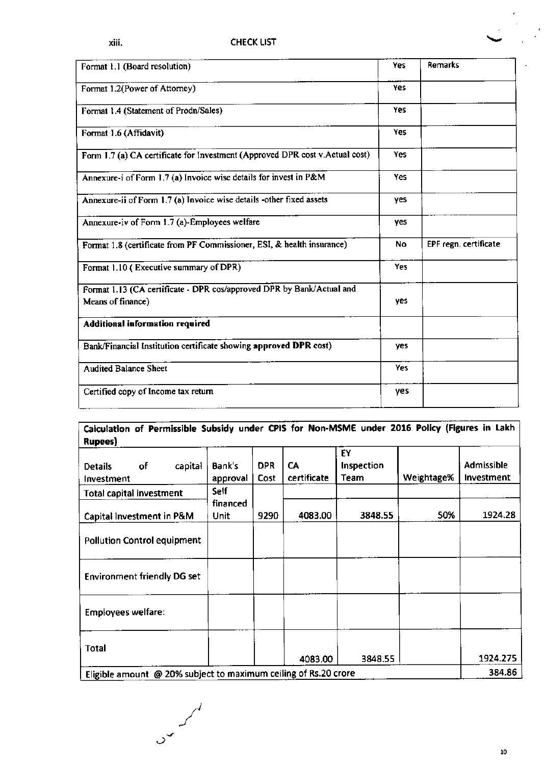xiii. CHECK LIST

| | Yes | Remarks |
|---|---|---|
| Format 1.1 (Board resolution) | Yes | |
| Format 1.2(Power of Attorney) | Yes | |
| Format 1.4 (Statement of Prodn/Sales) | Yes | |
| Format 1.6 (Affidavit) | Yes | |
| Form 1.7 (a) CA certificate for Investment (Approved DPR cost v.Actual cost) | Yes | |
| Annexure-i of Form 1.7 (a) Invoice wise details for invest in P&M | Yes | |
| Annexure-ii of Form 1.7 (a) Invoice wise details -other fixed assets | yes | |
| Annexure-iv of Form 1.7 (a)-Employees welfare | yes | |
| Format 1.8 (certificate from PF Commissioner, ESI, & health insurance) | No | EPF regn. certificate |
| Format 1.10 ( Executive summary of DPR) | Yes | |
| Format 1.13 (CA certificate - DPR cos/approved DPR by Bank/Actual and Means of finance) | yes | |
| **Additional information required** | | |
| Bank/Financial Institution certificate showing **approved DPR** cost) | yes | |
| Audited Balance Sheet | Yes | |
| Certified copy of Income tax return | yes | |

**Calculation of Permissible Subsidy under CPIS for Non-MSME under 2016 Policy (Figures in Lakh Rupees)**

| Details of capital Investment | Bank's approval | DPR Cost | CA certificate | EY Inspection Team | Weightage% | Admissible Investment |
|---|---|---|---|---|---|---|
| Total capital investment | Self financed Unit | | | | | |
| Capital Investment in P&M | | 9290 | 4083.00 | 3848.55 | 50% | 1924.28 |
| Pollution Control equipment | | | | | | |
| Environment friendly DG set | | | | | | |
| Employees welfare: | | | | | | |
| Total | | | 4083.00 | 3848.55 | | 1924.275 |
| Eligible amount @ 20% subject to maximum ceiling of Rs.20 crore | | | | | | 384.86 |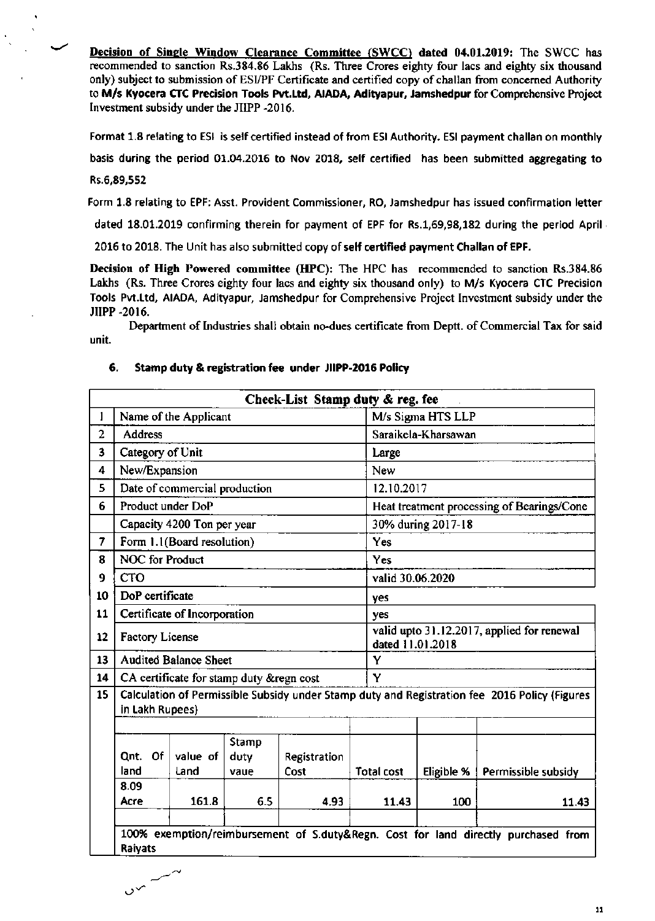**Decision of Single Window Clearance Committee (SWCC) dated 04.01.2019:** The SWCC has recommended to sanction Rs.384.86 Lakhs (Rs. Three Crores eighty four lacs and eighty six thousand only) subject to submission of ESI/PF Certificate and certified copy of challan from concerned Authority to **M/s Kyocera CTC Precision Tools Pvt.Ltd, AIADA, Adityapur, Jamshedpur** for Comprehensive Project Investment subsidy under the JIIPP -2016.

Format 1.8 relating to ESI is self certified instead of from ESI Authority. ESI payment challan on monthly basis during the period 01.04.2016 to Nov 2018, self certified has been submitted aggregating to Rs.6,89,552

Form 1.8 relating to EPF: Asst. Provident Commissioner, RO, Jamshedpur has issued confirmation letter dated 18.01.2019 confirming therein for payment of EPF for Rs.1,69,98,182 during the period April 2016 to 2018. The Unit has also submitted copy of **self certified payment Challan of EPF.**

**Decision of High Powered committee (HPC):** The HPC has recommended to sanction Rs.384.86 Lakhs (Rs. Three Crores eighty four lacs and eighty six thousand only) to M/s Kyocera CTC Precision Tools Pvt.Ltd, AIADA, Adityapur, Jamshedpur for Comprehensive Project Investment subsidy under the JIIPP -2016.

Department of Industries shall obtain no-dues certificate from Deptt. of Commercial Tax for said unit.

## 6. Stamp duty & registration fee under JIIPP-2016 Policy

| Check-List Stamp duty & reg. fee | | |
|---|---|---|
| 1 | Name of the Applicant | M/s Sigma HTS LLP |
| 2 | Address | Saraikela-Kharsawan |
| 3 | Category of Unit | Large |
| 4 | New/Expansion | New |
| 5 | Date of commercial production | 12.10.2017 |
| 6 | Product under DoP | Heat treatment processing of Bearings/Cone |
| | Capacity 4200 Ton per year | 30% during 2017-18 |
| 7 | Form 1.1(Board resolution) | Yes |
| 8 | NOC for Product | Yes |
| 9 | CTO | valid 30.06.2020 |
| 10 | DoP certificate | yes |
| 11 | Certificate of Incorporation | yes |
| 12 | Factory License | valid upto 31.12.2017, applied for renewal dated 11.01.2018 |
| 13 | Audited Balance Sheet | Y |
| 14 | CA certificate for stamp duty &regn cost | Y |
| 15 | Calculation of Permissible Subsidy under Stamp duty and Registration fee 2016 Policy (Figures in Lakh Rupees) | |

| Qnt. Of land | value of Land | Stamp duty vaue | Registration Cost | Total cost | Eligible % | Permissible subsidy |
|---|---|---|---|---|---|---|
| 8.09 Acre | 161.8 | 6.5 | 4.93 | 11.43 | 100 | 11.43 |

100% exemption/reimbursement of S.duty&Regn. Cost for land directly purchased from Raiyats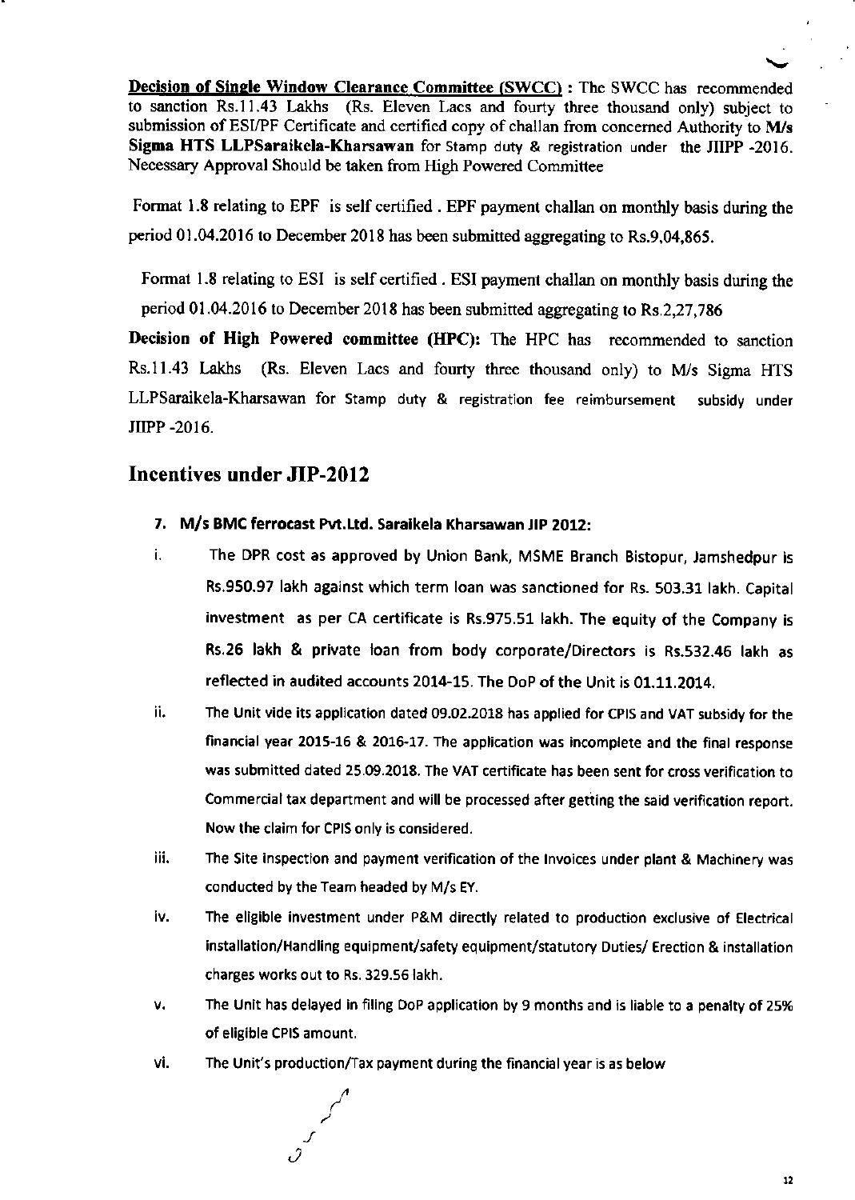**Decision of Single Window Clearance Committee (SWCC)** : The SWCC has recommended to sanction Rs.11.43 Lakhs (Rs. Eleven Lacs and fourty three thousand only) subject to submission of ESI/PF Certificate and certified copy of challan from concerned Authority to **M/s Sigma HTS LLPSaraikela-Kharsawan** for Stamp duty & registration under the JIIPP -2016. Necessary Approval Should be taken from High Powered Committee

Format 1.8 relating to EPF is self certified . EPF payment challan on monthly basis during the period 01.04.2016 to December 2018 has been submitted aggregating to Rs.9,04,865.

Format 1.8 relating to ESI is self certified . ESI payment challan on monthly basis during the period 01.04.2016 to December 2018 has been submitted aggregating to Rs.2,27,786

**Decision of High Powered committee (HPC):** The HPC has recommended to sanction Rs.11.43 Lakhs (Rs. Eleven Lacs and fourty three thousand only) to M/s Sigma HTS LLPSaraikela-Kharsawan for Stamp duty & registration fee reimbursement subsidy under JIIPP -2016.

## Incentives under JIP-2012

**7. M/s BMC ferrocast Pvt.Ltd. Saraikela Kharsawan JIP 2012:**

i. The DPR cost as approved by Union Bank, MSME Branch Bistopur, Jamshedpur is Rs.950.97 lakh against which term loan was sanctioned for Rs. 503.31 lakh. Capital investment as per CA certificate is Rs.975.51 lakh. The equity of the Company is Rs.26 lakh & private loan from body corporate/Directors is Rs.532.46 lakh as reflected in audited accounts 2014-15. The DoP of the Unit is 01.11.2014.

ii. The Unit vide its application dated 09.02.2018 has applied for CPIS and VAT subsidy for the financial year 2015-16 & 2016-17. The application was incomplete and the final response was submitted dated 25.09.2018. The VAT certificate has been sent for cross verification to Commercial tax department and will be processed after getting the said verification report. Now the claim for CPIS only is considered.

iii. The Site inspection and payment verification of the Invoices under plant & Machinery was conducted by the Team headed by M/s EY.

iv. The eligible investment under P&M directly related to production exclusive of Electrical installation/Handling equipment/safety equipment/statutory Duties/ Erection & installation charges works out to Rs. 329.56 lakh.

v. The Unit has delayed in filing DoP application by 9 months and is liable to a penalty of 25% of eligible CPIS amount.

vi. The Unit's production/Tax payment during the financial year is as below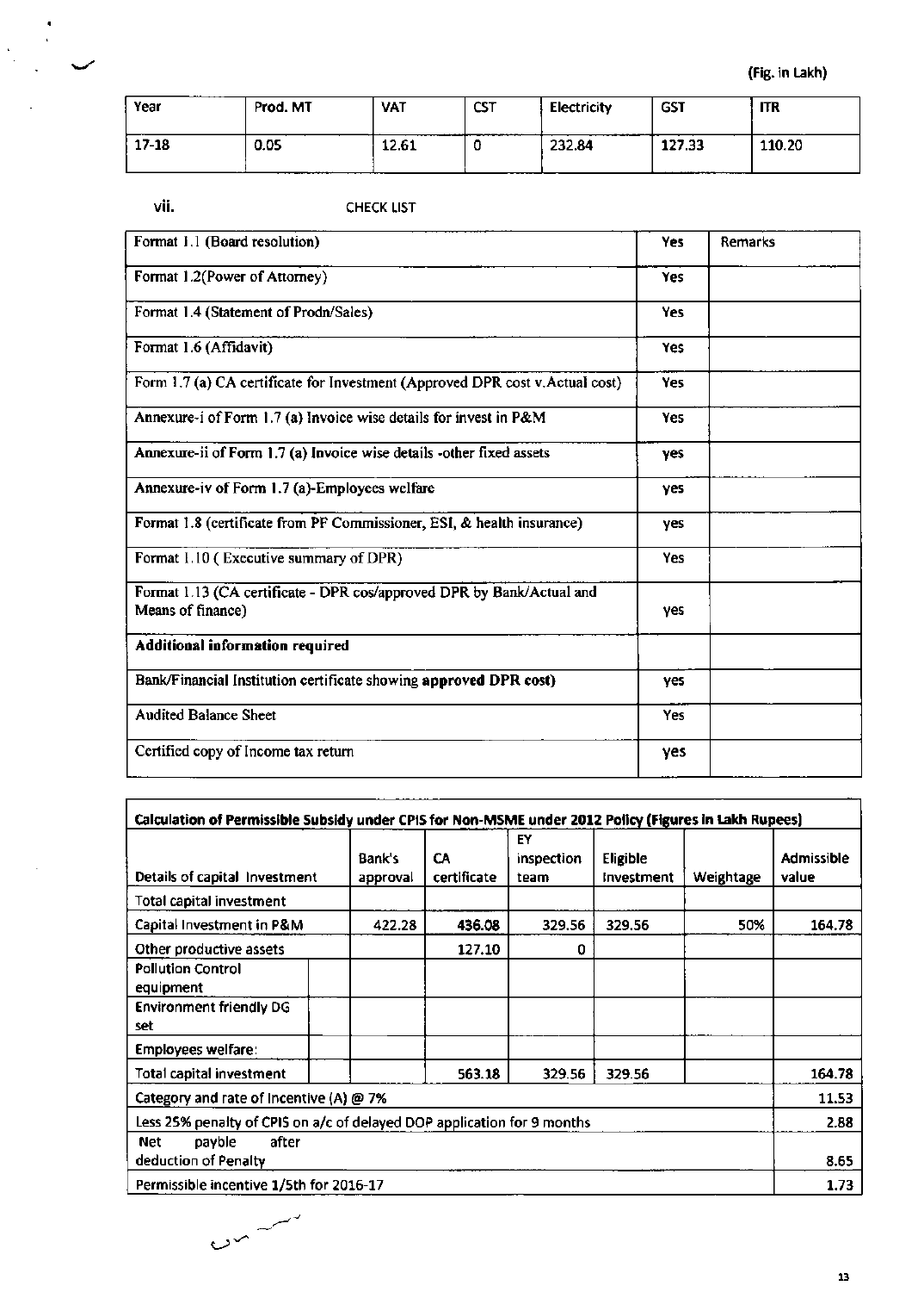(Fig. in Lakh)

| Year | Prod. MT | VAT | CST | Electricity | GST | ITR |
|---|---|---|---|---|---|---|
| 17-18 | 0.05 | 12.61 | 0 | 232.84 | 127.33 | 110.20 |

vii. CHECK LIST

| Format 1.1 (Board resolution) | Yes | Remarks |
|---|---|---|
| Format 1.2(Power of Attorney) | Yes | |
| Format 1.4 (Statement of Prodn/Sales) | Yes | |
| Format 1.6 (Affidavit) | Yes | |
| Form 1.7 (a) CA certificate for Investment (Approved DPR cost v.Actual cost) | Yes | |
| Annexure-i of Form 1.7 (a) Invoice wise details for invest in P&M | Yes | |
| Annexure-ii of Form 1.7 (a) Invoice wise details -other fixed assets | yes | |
| Annexure-iv of Form 1.7 (a)-Employees welfare | yes | |
| Format 1.8 (certificate from PF Commissioner, ESI, & health insurance) | yes | |
| Format 1.10 ( Executive summary of DPR) | Yes | |
| Format 1.13 (CA certificate - DPR cos/approved DPR by Bank/Actual and Means of finance) | yes | |
| **Additional information required** | | |
| Bank/Financial Institution certificate showing **approved DPR cost)** | yes | |
| Audited Balance Sheet | Yes | |
| Certified copy of Income tax return | yes | |

| **Calculation of Permissible Subsidy under CPIS for Non-MSME under 2012 Policy (Figures in Lakh Rupees)** | | | | | | |
|---|---|---|---|---|---|---|
| Details of capital Investment | Bank's approval | CA certificate | EY inspection team | Eligible Investment | Weightage | Admissible value |
| Total capital investment | | | | | | |
| Capital Investment in P&M | 422.28 | **436.08** | 329.56 | 329.56 | 50% | 164.78 |
| Other productive assets | | 127.10 | 0 | | | |
| Pollution Control equipment | | | | | | |
| Environment friendly DG set | | | | | | |
| Employees welfare: | | | | | | |
| Total capital investment | | 563.18 | 329.56 | 329.56 | | 164.78 |
| Category and rate of Incentive (A) @ 7% | | | | | | 11.53 |
| Less 25% penalty of CPIS on a/c of delayed DOP application for 9 months | | | | | | 2.88 |
| Net payble after deduction of Penalty | | | | | | 8.65 |
| Permissible incentive 1/5th for 2016-17 | | | | | | 1.73 |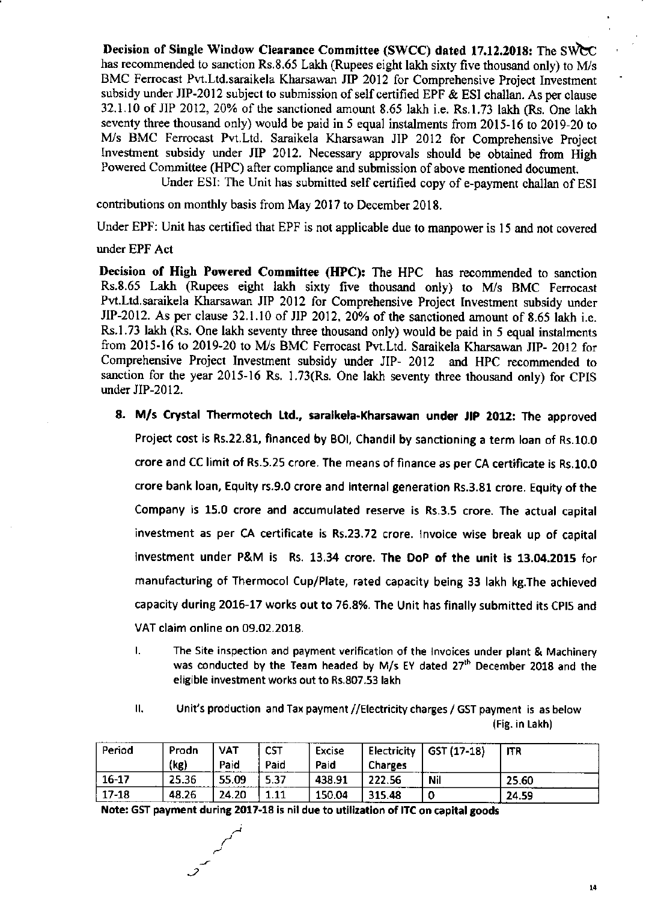**Decision of Single Window Clearance Committee (SWCC) dated 17.12.2018:** The SWCC has recommended to sanction Rs.8.65 Lakh (Rupees eight lakh sixty five thousand only) to M/s BMC Ferrocast Pvt.Ltd.saraikela Kharsawan JIP 2012 for Comprehensive Project Investment subsidy under JIP-2012 subject to submission of self certified EPF & ESI challan. As per clause 32.1.10 of JIP 2012, 20% of the sanctioned amount 8.65 lakh i.e. Rs.1.73 lakh (Rs. One lakh seventy three thousand only) would be paid in 5 equal instalments from 2015-16 to 2019-20 to M/s BMC Ferrocast Pvt.Ltd. Saraikela Kharsawan JIP 2012 for Comprehensive Project Investment subsidy under JIP 2012. Necessary approvals should be obtained from High Powered Committee (HPC) after compliance and submission of above mentioned document.

Under ESI: The Unit has submitted self certified copy of e-payment challan of ESI contributions on monthly basis from May 2017 to December 2018.

Under EPF: Unit has certified that EPF is not applicable due to manpower is 15 and not covered under EPF Act

**Decision of High Powered Committee (HPC):** The HPC has recommended to sanction Rs.8.65 Lakh (Rupees eight lakh sixty five thousand only) to M/s BMC Ferrocast Pvt.Ltd.saraikela Kharsawan JIP 2012 for Comprehensive Project Investment subsidy under JIP-2012. As per clause 32.1.10 of JIP 2012, 20% of the sanctioned amount of 8.65 lakh i.e. Rs.1.73 lakh (Rs. One lakh seventy three thousand only) would be paid in 5 equal instalments from 2015-16 to 2019-20 to M/s BMC Ferrocast Pvt.Ltd. Saraikela Kharsawan JIP- 2012 for Comprehensive Project Investment subsidy under JIP- 2012 and HPC recommended to sanction for the year 2015-16 Rs. 1.73(Rs. One lakh seventy three thousand only) for CPIS under JIP-2012.

8. **M/s Crystal Thermotech Ltd., saraikela-Kharsawan under JIP 2012:** The approved Project cost is Rs.22.81, financed by BOI, Chandil by sanctioning a term loan of Rs.10.0 crore and CC limit of Rs.5.25 crore. The means of finance as per CA certificate is Rs.10.0 crore bank loan, Equity rs.9.0 crore and Internal generation Rs.3.81 crore. Equity of the Company is 15.0 crore and accumulated reserve is Rs.3.5 crore. The actual capital investment as per CA certificate is Rs.23.72 crore. Invoice wise break up of capital investment under P&M is Rs. 13.34 crore. **The DoP of the unit is 13.04.2015** for manufacturing of Thermocol Cup/Plate, rated capacity being 33 lakh kg.The achieved capacity during 2016-17 works out to 76.8%. The Unit has finally submitted its CPIS and VAT claim online on 09.02.2018.

   I. The Site inspection and payment verification of the Invoices under plant & Machinery was conducted by the Team headed by M/s EY dated 27th December 2018 and the eligible investment works out to Rs.807.53 lakh

   II. Unit's production and Tax payment //Electricity charges / GST payment is as below (Fig. in Lakh)

| Period | Prodn (kg) | VAT Paid | CST Paid | Excise Paid | Electricity Charges | GST (17-18) | ITR |
|---|---|---|---|---|---|---|---|
| 16-17 | 25.36 | 55.09 | 5.37 | 438.91 | 222.56 | Nil | 25.60 |
| 17-18 | 48.26 | 24.20 | 1.11 | 150.04 | 315.48 | 0 | 24.59 |

**Note: GST payment during 2017-18 is nil due to utilization of ITC on capital goods**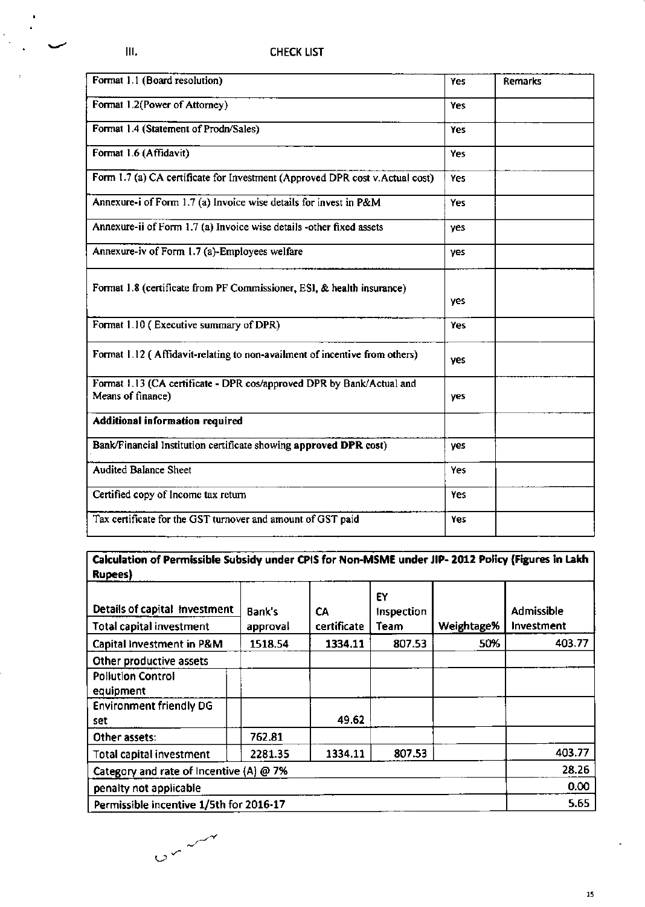III. CHECK LIST

| Format 1.1 (Board resolution) | Yes | Remarks |
|---|---|---|
| Format 1.2(Power of Attorney) | Yes | |
| Format 1.4 (Statement of Prodn/Sales) | Yes | |
| Format 1.6 (Affidavit) | Yes | |
| Form 1.7 (a) CA certificate for Investment (Approved DPR cost v.Actual cost) | Yes | |
| Annexure-i of Form 1.7 (a) Invoice wise details for invest in P&M | Yes | |
| Annexure-ii of Form 1.7 (a) Invoice wise details -other fixed assets | yes | |
| Annexure-iv of Form 1.7 (a)-Employees welfare | yes | |
| Format 1.8 (certificate from PF Commissioner, ESI, & health insurance) | yes | |
| Format 1.10 ( Executive summary of DPR) | Yes | |
| Format 1.12 ( Affidavit-relating to non-availment of incentive from others) | yes | |
| Format 1.13 (CA certificate - DPR cos/approved DPR by Bank/Actual and Means of finance) | yes | |
| **Additional information required** | | |
| Bank/Financial Institution certificate showing **approved DPR** cost) | yes | |
| Audited Balance Sheet | Yes | |
| Certified copy of Income tax return | Yes | |
| Tax certificate for the GST turnover and amount of GST paid | Yes | |

| **Calculation of Permissible Subsidy under CPIS for Non-MSME under JIP- 2012 Policy (Figures in Lakh Rupees)** | | | | | |
|---|---|---|---|---|---|
| Details of capital investment<br>Total capital investment | Bank's approval | CA certificate | EY Inspection Team | Weightage% | Admissible Investment |
| Capital Investment in P&M | 1518.54 | 1334.11 | 807.53 | 50% | 403.77 |
| Other productive assets | | | | | |
| Pollution Control equipment | | | | | |
| Environment friendly DG set | | 49.62 | | | |
| Other assets: | 762.81 | | | | |
| Total capital investment | 2281.35 | 1334.11 | 807.53 | | 403.77 |
| Category and rate of Incentive (A) @ 7% | | | | | 28.26 |
| penalty not applicable | | | | | 0.00 |
| Permissible incentive 1/5th for 2016-17 | | | | | 5.65 |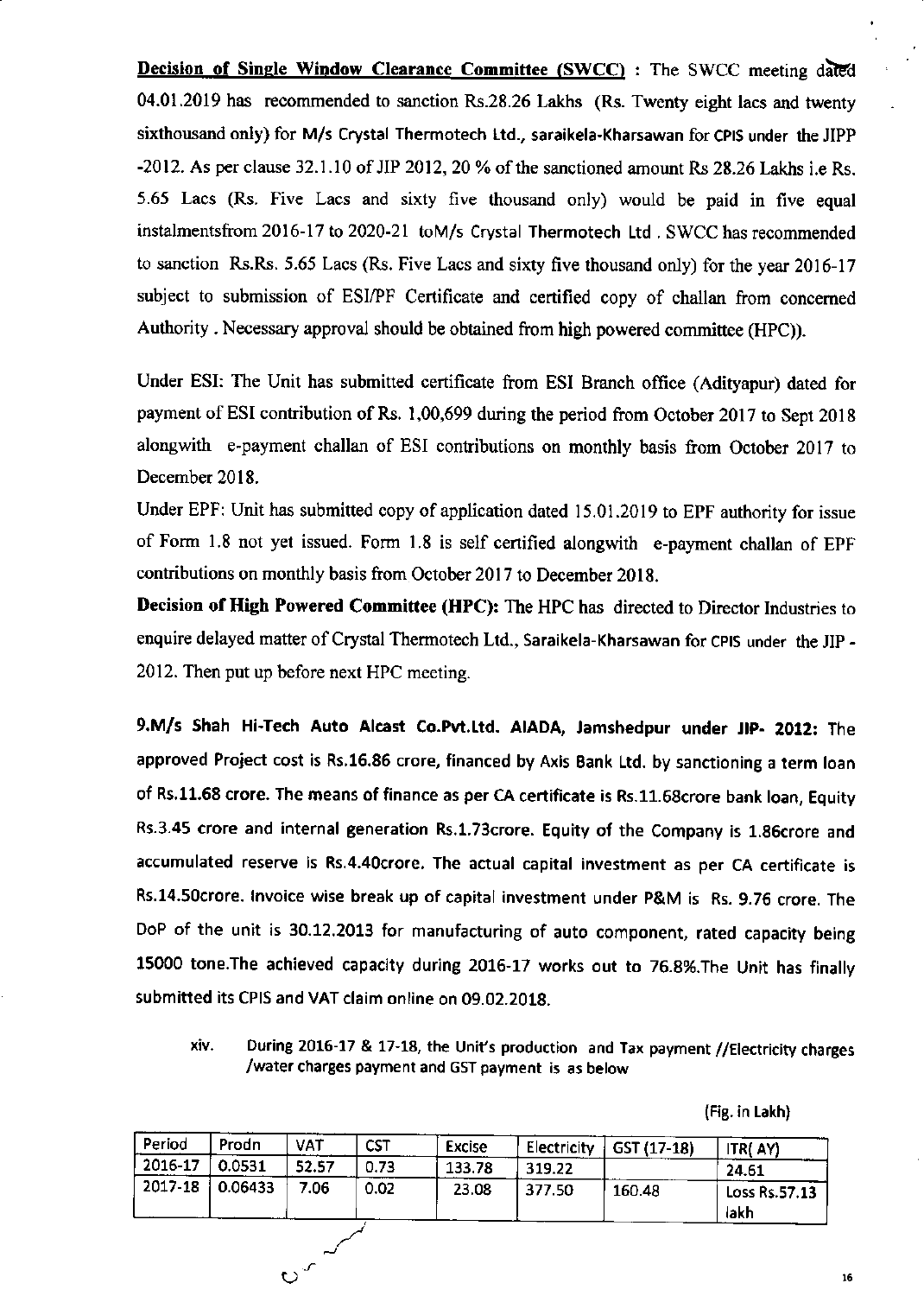**Decision of Single Window Clearance Committee (SWCC)** : The SWCC meeting dated 04.01.2019 has recommended to sanction Rs.28.26 Lakhs (Rs. Twenty eight lacs and twenty sixthousand only) for M/s Crystal Thermotech Ltd., saraikela-Kharsawan for CPIS under the JIPP -2012. As per clause 32.1.10 of JIP 2012, 20 % of the sanctioned amount Rs 28.26 Lakhs i.e Rs. 5.65 Lacs (Rs. Five Lacs and sixty five thousand only) would be paid in five equal instalmentsfrom 2016-17 to 2020-21 toM/s Crystal Thermotech Ltd . SWCC has recommended to sanction Rs.Rs. 5.65 Lacs (Rs. Five Lacs and sixty five thousand only) for the year 2016-17 subject to submission of ESI/PF Certificate and certified copy of challan from concerned Authority . Necessary approval should be obtained from high powered committee (HPC)).

Under ESI: The Unit has submitted certificate from ESI Branch office (Adityapur) dated for payment of ESI contribution of Rs. 1,00,699 during the period from October 2017 to Sept 2018 alongwith e-payment challan of ESI contributions on monthly basis from October 2017 to December 2018.

Under EPF: Unit has submitted copy of application dated 15.01.2019 to EPF authority for issue of Form 1.8 not yet issued. Form 1.8 is self certified alongwith e-payment challan of EPF contributions on monthly basis from October 2017 to December 2018.

**Decision of High Powered Committee (HPC):** The HPC has directed to Director Industries to enquire delayed matter of Crystal Thermotech Ltd., Saraikela-Kharsawan for CPIS under the JIP - 2012. Then put up before next HPC meeting.

**9.M/s Shah Hi-Tech Auto Alcast Co.Pvt.Ltd. AIADA, Jamshedpur under JIP- 2012:** The approved Project cost is Rs.16.86 crore, financed by Axis Bank Ltd. by sanctioning a term loan of Rs.11.68 crore. The means of finance as per CA certificate is Rs.11.68crore bank loan, Equity Rs.3.45 crore and internal generation Rs.1.73crore. Equity of the Company is 1.86crore and accumulated reserve is Rs.4.40crore. The actual capital investment as per CA certificate is Rs.14.50crore. Invoice wise break up of capital investment under P&M is Rs. 9.76 crore. The DoP of the unit is 30.12.2013 for manufacturing of auto component, rated capacity being 15000 tone.The achieved capacity during 2016-17 works out to 76.8%.The Unit has finally submitted its CPIS and VAT claim online on 09.02.2018.

xiv. During 2016-17 & 17-18, the Unit's production and Tax payment //Electricity charges /water charges payment and GST payment is as below

(Fig. in Lakh)

| Period | Prodn | VAT | CST | Excise | Electricity | GST (17-18) | ITR( AY) |
|---|---|---|---|---|---|---|---|
| 2016-17 | 0.0531 | 52.57 | 0.73 | 133.78 | 319.22 | | 24.61 |
| 2017-18 | 0.06433 | 7.06 | 0.02 | 23.08 | 377.50 | 160.48 | Loss Rs.57.13 lakh |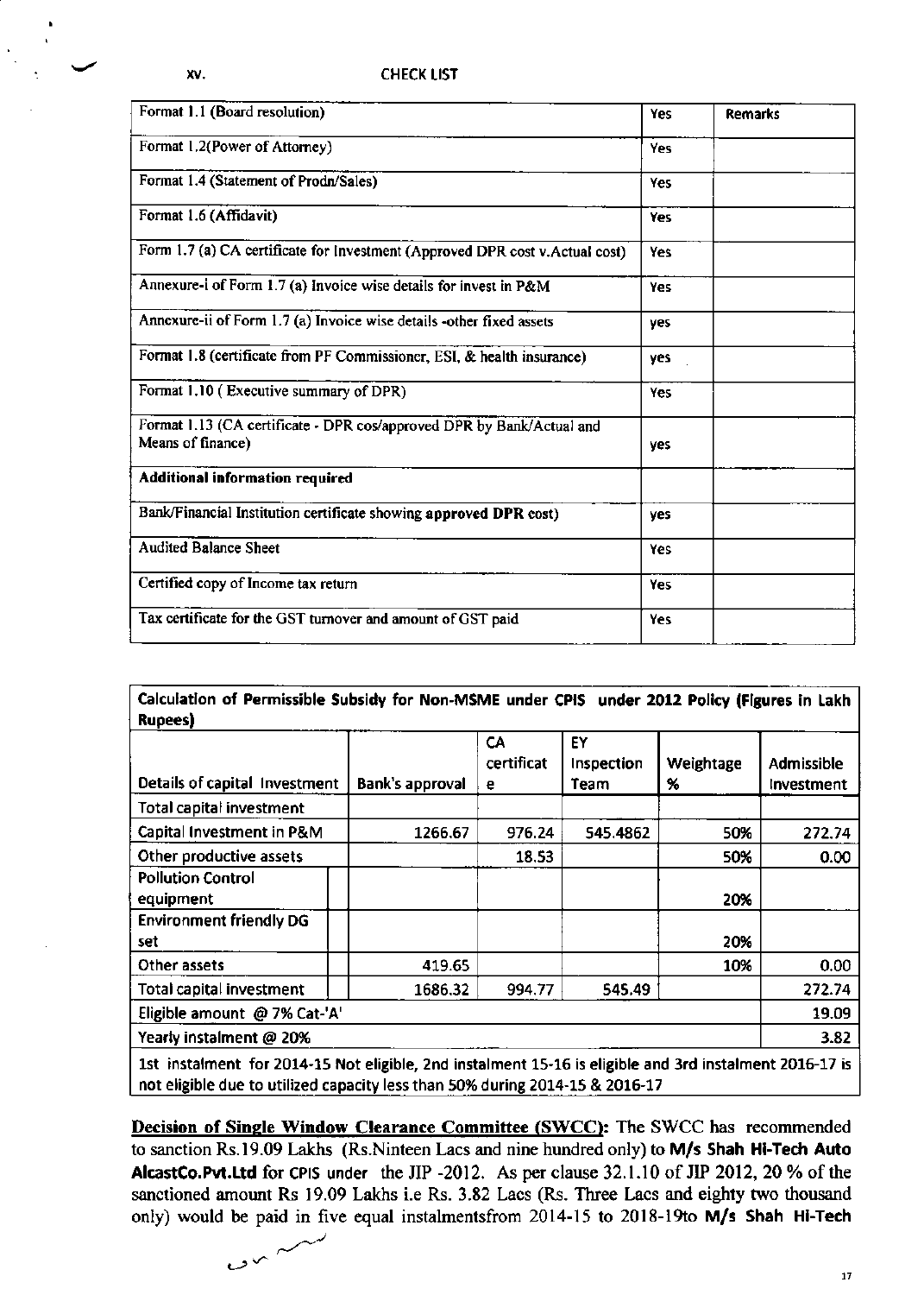xv. CHECK LIST

| Format 1.1 (Board resolution) | Yes | Remarks |
|---|---|---|
| Format 1.2(Power of Attorney) | Yes | |
| Format 1.4 (Statement of Prodn/Sales) | Yes | |
| Format 1.6 (Affidavit) | Yes | |
| Form 1.7 (a) CA certificate for Investment (Approved DPR cost v.Actual cost) | Yes | |
| Annexure-i of Form 1.7 (a) Invoice wise details for invest in P&M | Yes | |
| Annexure-ii of Form 1.7 (a) Invoice wise details -other fixed assets | yes | |
| Format 1.8 (certificate from PF Commissioner, ESI, & health insurance) | yes | |
| Format 1.10 ( Executive summary of DPR) | Yes | |
| Format 1.13 (CA certificate - DPR cos/approved DPR by Bank/Actual and Means of finance) | yes | |
| **Additional information required** | | |
| Bank/Financial Institution certificate showing **approved DPR** cost) | yes | |
| Audited Balance Sheet | Yes | |
| Certified copy of Income tax return | Yes | |
| Tax certificate for the GST turnover and amount of GST paid | Yes | |

**Calculation of Permissible Subsidy for Non-MSME under CPIS under 2012 Policy (Figures in Lakh Rupees)**

| Details of capital Investment | Bank's approval | CA certificate | EY Inspection Team | Weightage % | Admissible Investment |
|---|---|---|---|---|---|
| Total capital investment | | | | | |
| Capital Investment in P&M | 1266.67 | 976.24 | 545.4862 | 50% | 272.74 |
| Other productive assets | | 18.53 | | 50% | 0.00 |
| Pollution Control equipment | | | | 20% | |
| Environment friendly DG set | | | | 20% | |
| Other assets | 419.65 | | | 10% | 0.00 |
| Total capital investment | 1686.32 | 994.77 | 545.49 | | 272.74 |
| Eligible amount @ 7% Cat-'A' | | | | | 19.09 |
| Yearly instalment @ 20% | | | | | 3.82 |
| 1st instalment for 2014-15 Not eligible, 2nd instalment 15-16 is eligible and 3rd instalment 2016-17 is not eligible due to utilized capacity less than 50% during 2014-15 & 2016-17 | | | | | |

**Decision of Single Window Clearance Committee (SWCC):** The SWCC has recommended to sanction Rs.19.09 Lakhs (Rs.Ninteen Lacs and nine hundred only) to **M/s Shah Hi-Tech Auto AlcastCo.Pvt.Ltd** for CPIS under the JIP -2012. As per clause 32.1.10 of JIP 2012, 20 % of the sanctioned amount Rs 19.09 Lakhs i.e Rs. 3.82 Lacs (Rs. Three Lacs and eighty two thousand only) would be paid in five equal instalmentsfrom 2014-15 to 2018-19to **M/s Shah Hi-Tech**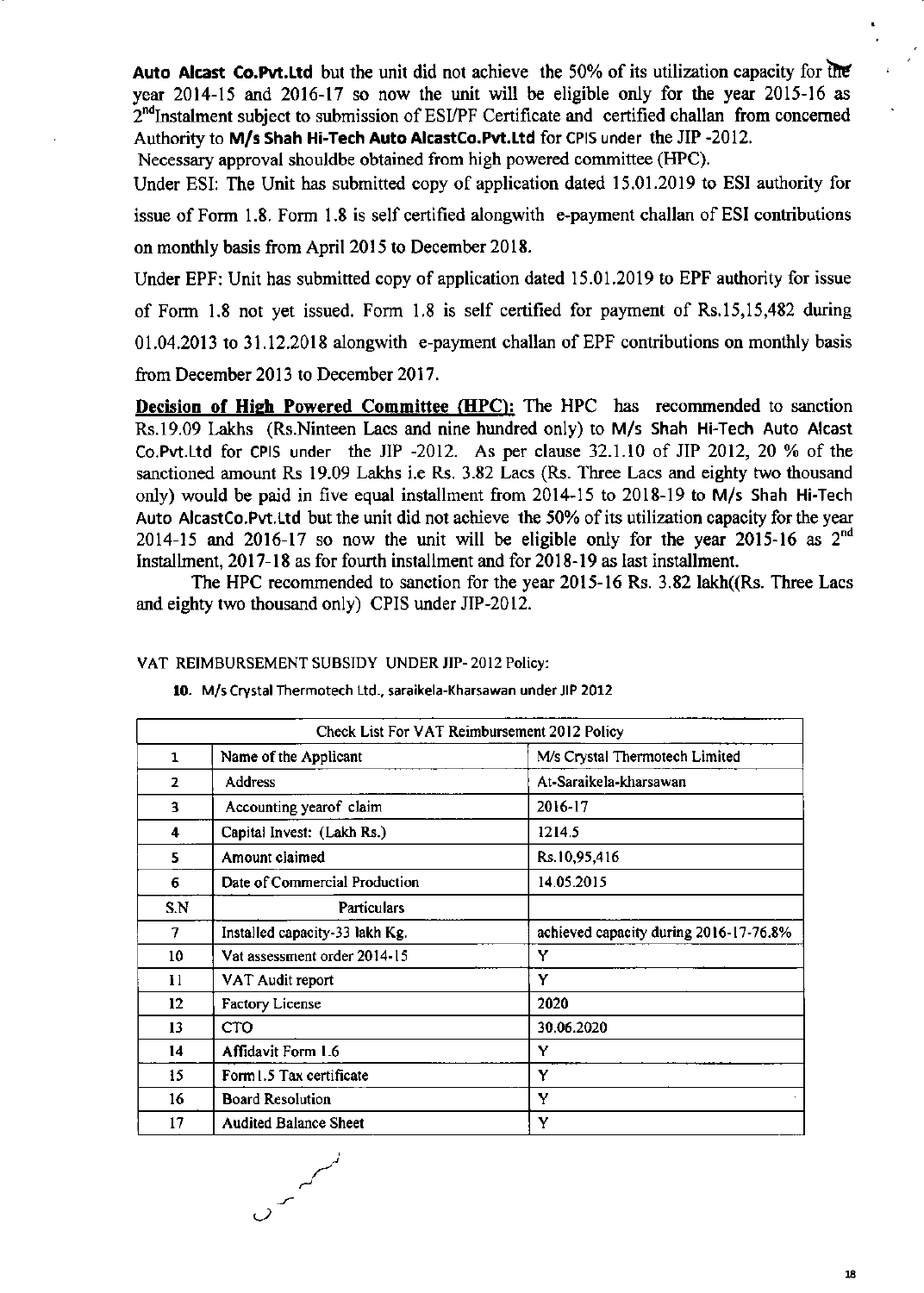**Auto Alcast Co.Pvt.Ltd** but the unit did not achieve the 50% of its utilization capacity for the year 2014-15 and 2016-17 so now the unit will be eligible only for the year 2015-16 as 2nd Instalment subject to submission of ESI/PF Certificate and certified challan from concerned Authority to **M/s Shah Hi-Tech Auto AlcastCo.Pvt.Ltd** for CPIS under the JIP -2012.

Necessary approval shouldbe obtained from high powered committee (HPC).

Under ESI: The Unit has submitted copy of application dated 15.01.2019 to ESI authority for issue of Form 1.8. Form 1.8 is self certified alongwith e-payment challan of ESI contributions on monthly basis from April 2015 to December 2018.

Under EPF: Unit has submitted copy of application dated 15.01.2019 to EPF authority for issue of Form 1.8 not yet issued. Form 1.8 is self certified for payment of Rs.15,15,482 during 01.04.2013 to 31.12.2018 alongwith e-payment challan of EPF contributions on monthly basis from December 2013 to December 2017.

**Decision of High Powered Committee (HPC):** The HPC has recommended to sanction Rs.19.09 Lakhs (Rs.Ninteen Lacs and nine hundred only) to M/s Shah Hi-Tech Auto Alcast Co.Pvt.Ltd for CPIS under the JIP -2012. As per clause 32.1.10 of JIP 2012, 20 % of the sanctioned amount Rs 19.09 Lakhs i.e Rs. 3.82 Lacs (Rs. Three Lacs and eighty two thousand only) would be paid in five equal installment from 2014-15 to 2018-19 to M/s Shah Hi-Tech Auto AlcastCo.Pvt.Ltd but the unit did not achieve the 50% of its utilization capacity for the year 2014-15 and 2016-17 so now the unit will be eligible only for the year 2015-16 as 2nd Installment, 2017-18 as for fourth installment and for 2018-19 as last installment.

The HPC recommended to sanction for the year 2015-16 Rs. 3.82 lakh((Rs. Three Lacs and eighty two thousand only) CPIS under JIP-2012.

VAT REIMBURSEMENT SUBSIDY UNDER JIP- 2012 Policy:

**10.** M/s Crystal Thermotech Ltd., saraikela-Kharsawan under JIP 2012

| Check List For VAT Reimbursement 2012 Policy | | |
|---|---|---|
| 1 | Name of the Applicant | M/s Crystal Thermotech Limited |
| 2 | Address | At-Saraikela-kharsawan |
| 3 | Accounting yearof claim | 2016-17 |
| 4 | Capital Invest: (Lakh Rs.) | 1214.5 |
| 5 | Amount claimed | Rs.10,95,416 |
| 6 | Date of Commercial Production | 14.05.2015 |
| S.N | Particulars | |
| 7 | Installed capacity-33 lakh Kg. | achieved capacity during 2016-17-76.8% |
| 10 | Vat assessment order 2014-15 | Y |
| 11 | VAT Audit report | Y |
| 12 | Factory License | 2020 |
| 13 | CTO | 30.06.2020 |
| 14 | Affidavit Form 1.6 | Y |
| 15 | Form1.5 Tax certificate | Y |
| 16 | Board Resolution | Y |
| 17 | Audited Balance Sheet | Y |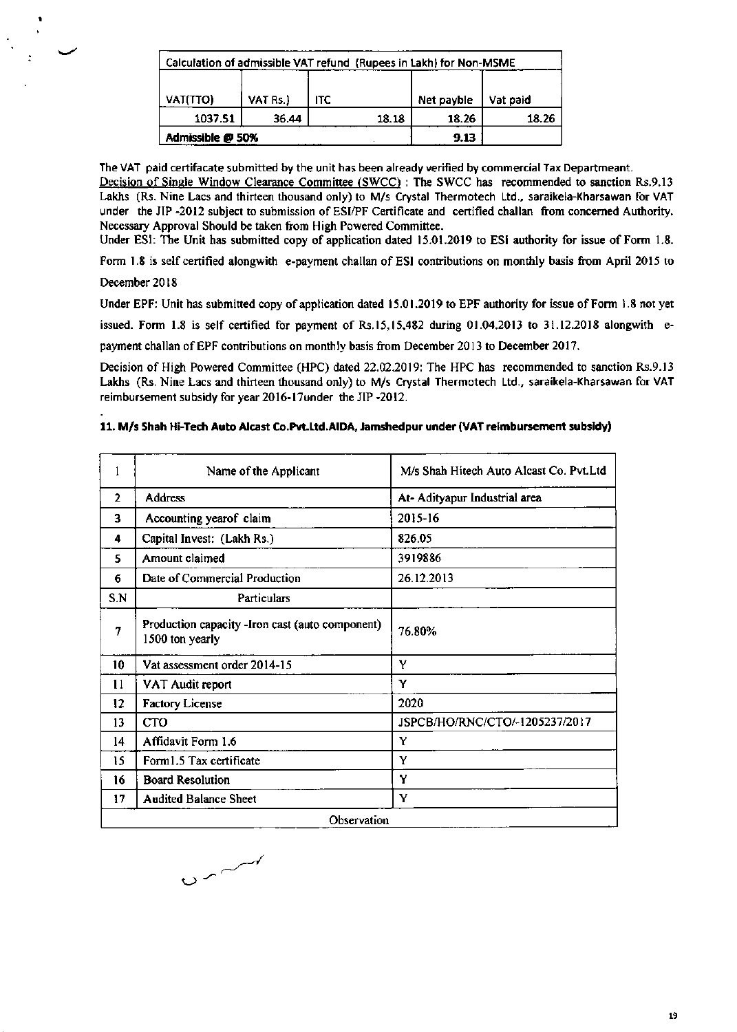| Calculation of admissible VAT refund (Rupees in Lakh) for Non-MSME | | | | |
|---|---|---|---|---|
| VAT(TTO) | VAT Rs.) | ITC | Net payble | Vat paid |
| 1037.51 | 36.44 | 18.18 | 18.26 | 18.26 |
| Admissible @ 50% | | | 9.13 | |

The VAT paid certifacate submitted by the unit has been already verified by commercial Tax Departmeant.

Decision of Single Window Clearance Committee (SWCC) : The SWCC has recommended to sanction Rs.9.13 Lakhs (Rs. Nine Lacs and thirteen thousand only) to M/s Crystal Thermotech Ltd., saraikela-Kharsawan for VAT under the JIP -2012 subject to submission of ESI/PF Certificate and certified challan from concerned Authority. Necessary Approval Should be taken from High Powered Committee.

Under ESI: The Unit has submitted copy of application dated 15.01.2019 to ESI authority for issue of Form 1.8.

Form 1.8 is self certified alongwith e-payment challan of ESI contributions on monthly basis from April 2015 to December 2018

Under EPF: Unit has submitted copy of application dated 15.01.2019 to EPF authority for issue of Form 1.8 not yet issued. Form 1.8 is self certified for payment of Rs.15,15,482 during 01.04.2013 to 31.12.2018 alongwith e-payment challan of EPF contributions on monthly basis from December 2013 to December 2017.

Decision of High Powered Committee (HPC) dated 22.02.2019: The HPC has recommended to sanction Rs.9.13 Lakhs (Rs. Nine Lacs and thirteen thousand only) to M/s Crystal Thermotech Ltd., saraikela-Kharsawan for VAT reimbursement subsidy for year 2016-17under the JIP -2012.

**11. M/s Shah Hi-Tech Auto Alcast Co.Pvt.Ltd.AIDA, Jamshedpur under (VAT reimbursement subsidy)**

| 1 | Name of the Applicant | M/s Shah Hitech Auto Alcast Co. Pvt.Ltd |
|---|---|---|
| 2 | Address | At- Adityapur Industrial area |
| 3 | Accounting yearof claim | 2015-16 |
| 4 | Capital Invest: (Lakh Rs.) | 826.05 |
| 5 | Amount claimed | 3919886 |
| 6 | Date of Commercial Production | 26.12.2013 |
| S.N | Particulars | |
| 7 | Production capacity -Iron cast (auto component) 1500 ton yearly | 76.80% |
| 10 | Vat assessment order 2014-15 | Y |
| 11 | VAT Audit report | Y |
| 12 | Factory License | 2020 |
| 13 | CTO | JSPCB/HO/RNC/CTO/-1205237/2017 |
| 14 | Affidavit Form 1.6 | Y |
| 15 | Form1.5 Tax certificate | Y |
| 16 | Board Resolution | Y |
| 17 | Audited Balance Sheet | Y |
| Observation | | |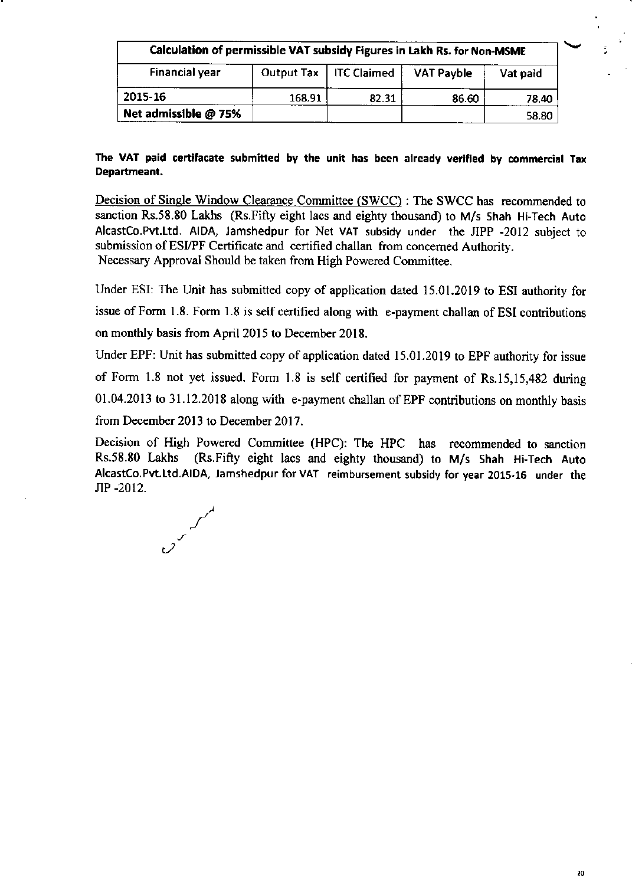| Calculation of permissible VAT subsidy Figures in Lakh Rs. for Non-MSME | | | | |
|---|---|---|---|---|
| Financial year | Output Tax | ITC Claimed | VAT Payble | Vat paid |
| 2015-16 | 168.91 | 82.31 | 86.60 | 78.40 |
| **Net admissible @ 75%** | | | | 58.80 |

**The VAT paid certifacate submitted by the unit has been already verified by commercial Tax Departmeant.**

Decision of Single Window Clearance Committee (SWCC) : The SWCC has recommended to sanction Rs.58.80 Lakhs (Rs.Fifty eight lacs and eighty thousand) to M/s Shah Hi-Tech Auto AlcastCo.Pvt.Ltd. AIDA, Jamshedpur for Net VAT subsidy under the JIPP -2012 subject to submission of ESI/PF Certificate and certified challan from concerned Authority.
Necessary Approval Should be taken from High Powered Committee.

Under ESI: The Unit has submitted copy of application dated 15.01.2019 to ESI authority for issue of Form 1.8. Form 1.8 is self certified along with e-payment challan of ESI contributions on monthly basis from April 2015 to December 2018.

Under EPF: Unit has submitted copy of application dated 15.01.2019 to EPF authority for issue of Form 1.8 not yet issued. Form 1.8 is self certified for payment of Rs.15,15,482 during 01.04.2013 to 31.12.2018 along with e-payment challan of EPF contributions on monthly basis from December 2013 to December 2017.

Decision of High Powered Committee (HPC): The HPC has recommended to sanction Rs.58.80 Lakhs (Rs.Fifty eight lacs and eighty thousand) to M/s Shah Hi-Tech Auto AlcastCo.Pvt.Ltd.AIDA, Jamshedpur for VAT reimbursement subsidy for year 2015-16 under the JIP -2012.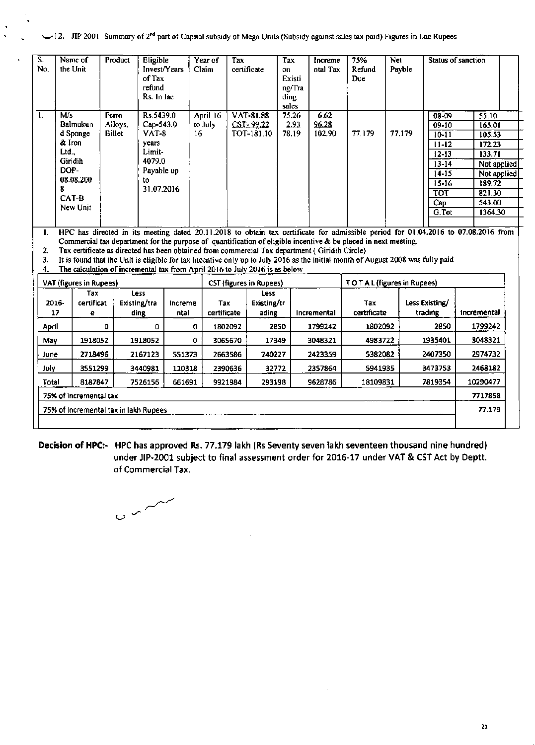12. JIP 2001- Summary of 2nd part of Capital subsidy of Mega Units (Subsidy against sales tax paid) Figures in Lac Rupees

| S. No. | Name of the Unit | Product | Eligible Invest/Years of Tax refund Rs. In lac | Year of Claim | Tax certificate | Tax on Existing/Trading sales | Incremental Tax | 75% Refund Due | Net Payble | Status of sanction | |
|---|---|---|---|---|---|---|---|---|---|---|---|
| 1. | M/s Balmukund Sponge & Iron Ltd., Giridih DOP-08.08.2008 CAT-B New Unit | Ferro Alloys, Billet | Rs.5439.0 Cap-543.0 VAT-8 years Limit-4079.0 Payable up to 31.07.2016 | April 16 to July 16 | VAT-81.88 CST- 99.22 TOT-181.10 | 75.26 2.93 78.19 | 6.62 96.28 102.90 | 77.179 | 77.179 | 08-09 | 55.10 |
| | | | | | | | | | | 09-10 | 165.01 |
| | | | | | | | | | | 10-11 | 105.53 |
| | | | | | | | | | | 11-12 | 172.23 |
| | | | | | | | | | | 12-13 | 133.71 |
| | | | | | | | | | | 13-14 | Not applied |
| | | | | | | | | | | 14-15 | Not applied |
| | | | | | | | | | | 15-16 | 189.72 |
| | | | | | | | | | | TOT | 821.30 |
| | | | | | | | | | | Cap | 543.00 |
| | | | | | | | | | | G.Tot | 1364.30 |

1. HPC has directed in its meeting dated 20.11.2018 to obtain tax certificate for admissible period for 01.04.2016 to 07.08.2016 from Commercial tax department for the purpose of quantification of eligible incentive & be placed in next meeting.
2. Tax certificate as directed has been obtained from commercial Tax department ( Giridih Circle)
3. It is found that the Unit is eligible for tax incentive only up to July 2016 as the initial month of August 2008 was fully paid
4. The calculation of incremental tax from April 2016 to July 2016 is as below

| VAT (figures in Rupees) | | | | CST (figures in Rupees) | | | TOTAL (figures in Rupees) | | |
|---|---|---|---|---|---|---|---|---|---|
| 2016-17 | Tax certificate | Less Existing/trading | Incremental | Tax certificate | Less Existing/trading | Incremental | Tax certificate | Less Existing/trading | Incremental |
| April | 0 | 0 | 0 | 1802092 | 2850 | 1799242 | 1802092 | 2850 | 1799242 |
| May | 1918052 | 1918052 | 0 | 3065670 | 17349 | 3048321 | 4983722 | 1935401 | 3048321 |
| June | 2718496 | 2167123 | 551373 | 2663586 | 240227 | 2423359 | 5382082 | 2407350 | 2974732 |
| July | 3551299 | 3440981 | 110318 | 2390636 | 32772 | 2357864 | 5941935 | 3473753 | 2468182 |
| Total | 8187847 | 7526156 | 661691 | 9921984 | 293198 | 9628786 | 18109831 | 7819354 | 10290477 |
| 75% of incremental tax | | | | | | | | | 7717858 |
| 75% of incremental tax in lakh Rupees | | | | | | | | | 77.179 |

**Decision of HPC:-** HPC has approved Rs. 77.179 lakh (Rs Seventy seven lakh seventeen thousand nine hundred) under JIP-2001 subject to final assessment order for 2016-17 under VAT & CST Act by Deptt. of Commercial Tax.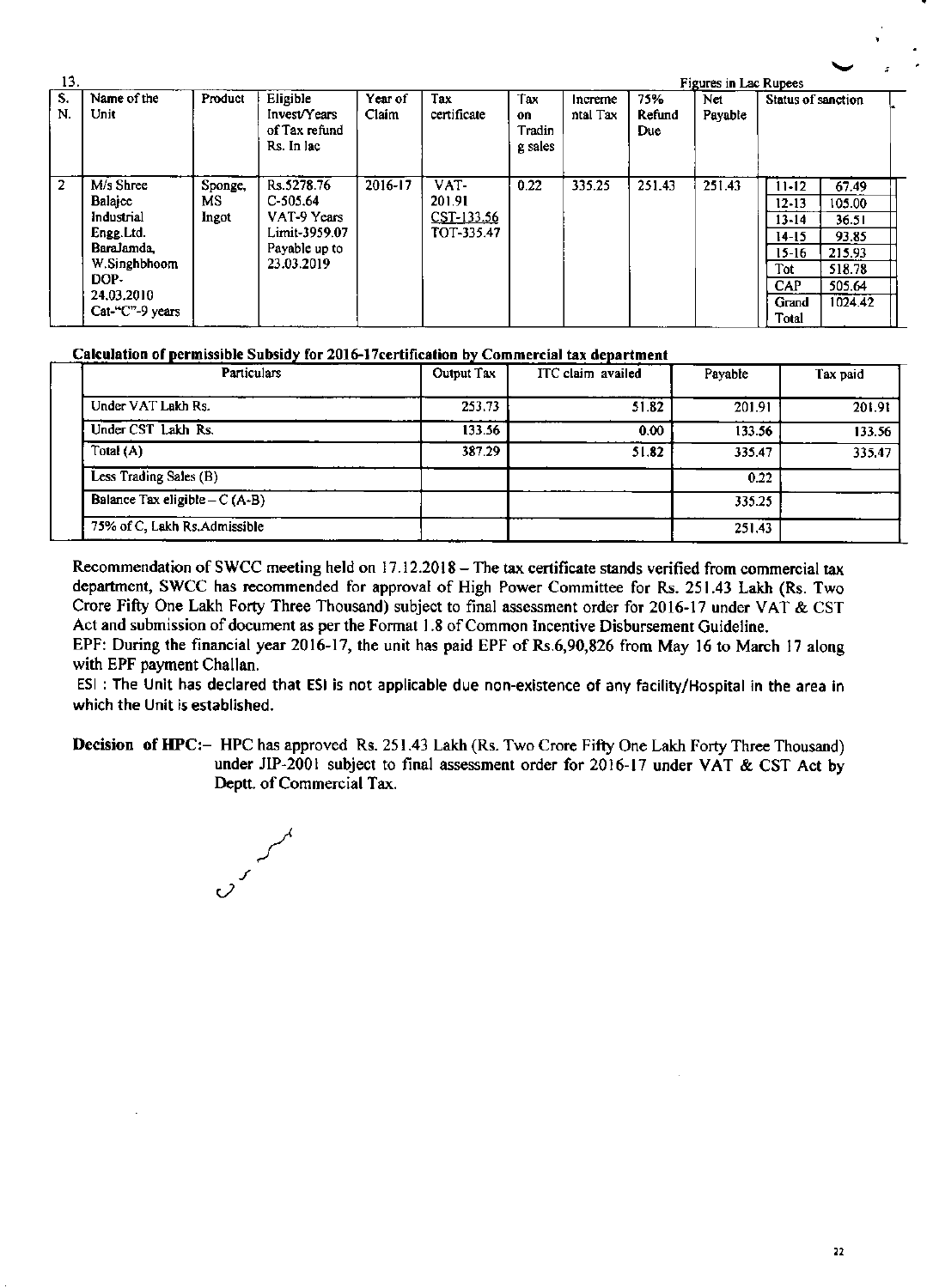13.

Figures in Lac Rupees

| S. N. | Name of the Unit | Product | Eligible Invest/Years of Tax refund Rs. In lac | Year of Claim | Tax certificate | Tax on Trading sales | Incremental Tax | 75% Refund Due | Net Payable | Status of sanction | |
|---|---|---|---|---|---|---|---|---|---|---|---|
| 2 | M/s Shree Balajee Industrial Engg.Ltd. BaraJamda, W.Singhbhoom DOP-24.03.2010 Cat-"C"-9 years | Sponge, MS Ingot | Rs.5278.76 C-505.64 VAT-9 Years Limit-3959.07 Payable up to 23.03.2019 | 2016-17 | VAT-201.91 CST-133.56 TOT-335.47 | 0.22 | 335.25 | 251.43 | 251.43 | 11-12 | 67.49 |
| | | | | | | | | | | 12-13 | 105.00 |
| | | | | | | | | | | 13-14 | 36.51 |
| | | | | | | | | | | 14-15 | 93.85 |
| | | | | | | | | | | 15-16 | 215.93 |
| | | | | | | | | | | Tot | 518.78 |
| | | | | | | | | | | CAP | 505.64 |
| | | | | | | | | | | Grand Total | 1024.42 |

**Calculation of permissible Subsidy for 2016-17certification by Commercial tax department**

| Particulars | Output Tax | ITC claim availed | Payable | Tax paid |
|---|---|---|---|---|
| Under VAT Lakh Rs. | 253.73 | 51.82 | 201.91 | 201.91 |
| Under CST Lakh Rs. | 133.56 | 0.00 | 133.56 | 133.56 |
| Total (A) | 387.29 | 51.82 | 335.47 | 335.47 |
| Less Trading Sales (B) | | | 0.22 | |
| Balance Tax eligible – C (A-B) | | | 335.25 | |
| 75% of C, Lakh Rs.Admissible | | | 251.43 | |

Recommendation of SWCC meeting held on 17.12.2018 – The tax certificate stands verified from commercial tax department, SWCC has recommended for approval of High Power Committee for Rs. 251.43 Lakh (Rs. Two Crore Fifty One Lakh Forty Three Thousand) subject to final assessment order for 2016-17 under VAT & CST Act and submission of document as per the Format 1.8 of Common Incentive Disbursement Guideline.

EPF: During the financial year 2016-17, the unit has paid EPF of Rs.6,90,826 from May 16 to March 17 along with EPF payment Challan.

ESI : The Unit has declared that ESI is not applicable due non-existence of any facility/Hospital in the area in which the Unit is established.

**Decision of HPC:-** HPC has approved Rs. 251.43 Lakh (Rs. Two Crore Fifty One Lakh Forty Three Thousand) under JIP-2001 subject to final assessment order for 2016-17 under VAT & CST Act by Deptt. of Commercial Tax.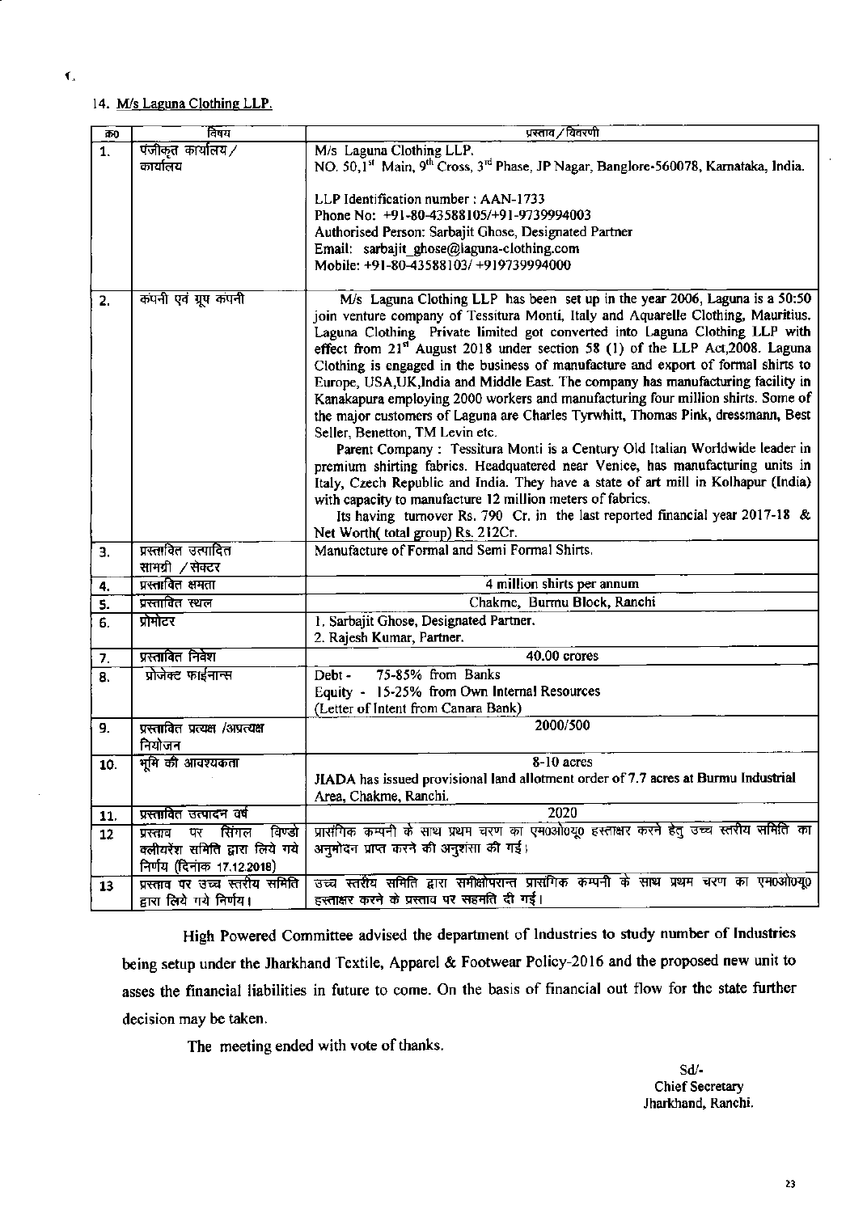14. M/s Laguna Clothing LLP.

| क्र0 | विषय | प्रस्ताव / विवरणी |
|---|---|---|
| 1. | पंजीकृत कार्यालय / कार्यालय | M/s Laguna Clothing LLP.<br>NO. 50,1st Main, 9th Cross, 3rd Phase, JP Nagar, Banglore-560078, Karnataka, India.<br><br>LLP Identification number : AAN-1733<br>Phone No: +91-80-43588105/+91-9739994003<br>Authorised Person: Sarbajit Ghose, Designated Partner<br>Email: sarbajit_ghose@laguna-clothing.com<br>Mobile: +91-80-43588103/ +919739994000 |
| 2. | कंपनी एवं ग्रुप कंपनी | M/s Laguna Clothing LLP has been set up in the year 2006, Laguna is a 50:50 join venture company of Tessitura Monti, Italy and Aquarelle Clothing, Mauritius. Laguna Clothing Private limited got converted into Laguna Clothing LLP with effect from 21st August 2018 under section 58 (1) of the LLP Act,2008. Laguna Clothing is engaged in the business of manufacture and export of formal shirts to Europe, USA,UK,India and Middle East. The company has manufacturing facility in Kanakapura employing 2000 workers and manufacturing four million shirts. Some of the major customers of Laguna are Charles Tyrwhitt, Thomas Pink, dressmann, Best Seller, Benetton, TM Levin etc.<br>Parent Company : Tessitura Monti is a Century Old Italian Worldwide leader in premium shirting fabrics. Headquatered near Venice, has manufacturing units in Italy, Czech Republic and India. They have a state of art mill in Kolhapur (India) with capacity to manufacture 12 million meters of fabrics.<br>Its having turnover Rs. 790 Cr. in the last reported financial year 2017-18 & Net Worth( total group) Rs. 212Cr. |
| 3. | प्रस्तावित उत्पादित सामग्री / सेक्टर | Manufacture of Formal and Semi Formal Shirts. |
| 4. | प्रस्तावित क्षमता | 4 million shirts per annum |
| 5. | प्रस्तावित स्थल | Chakme, Burmu Block, Ranchi |
| 6. | प्रोमोटर | 1. Sarbajit Ghose, Designated Partner.<br>2. Rajesh Kumar, Partner. |
| 7. | प्रस्तावित निवेश | 40.00 crores |
| 8. | प्रोजेक्ट फाईनान्स | Debt - 75-85% from Banks<br>Equity - 15-25% from Own Internal Resources<br>(Letter of Intent from Canara Bank) |
| 9. | प्रस्तावित प्रत्यक्ष /अप्रत्यक्ष नियोजन | 2000/500 |
| 10. | भूमि की आवश्यकता | 8-10 acres<br>JIADA has issued provisional land allotment order of 7.7 acres at Burmu Industrial Area, Chakme, Ranchi. |
| 11. | प्रस्तावित उत्पादन वर्ष | 2020 |
| 12 | प्रस्ताव पर सिंगल विण्डो क्लीयरेंश समिति द्वारा लिये गये निर्णय (दिनांक 17.12.2018) | प्रासंगिक कम्पनी के साथ प्रथम चरण का एम0ओ0यू0 हस्ताक्षर करने हेतु उच्च स्तरीय समिति का अनुमोदन प्राप्त करने की अनुशंसा की गई। |
| 13 | प्रस्ताव पर उच्च स्तरीय समिति द्वारा लिये गये निर्णय। | उच्च स्तरीय समिति द्वारा समीक्षोपरान्त प्रासंगिक कम्पनी के साथ प्रथम चरण का एम0ओ0यू0 हस्ताक्षर करने के प्रस्ताव पर सहमति दी गई। |

High Powered Committee advised the department of Industries to study number of Industries being setup under the Jharkhand Textile, Apparel & Footwear Policy-2016 and the proposed new unit to asses the financial liabilities in future to come. On the basis of financial out flow for the state further decision may be taken.

The meeting ended with vote of thanks.

Sd/-
Chief Secretary
Jharkhand, Ranchi.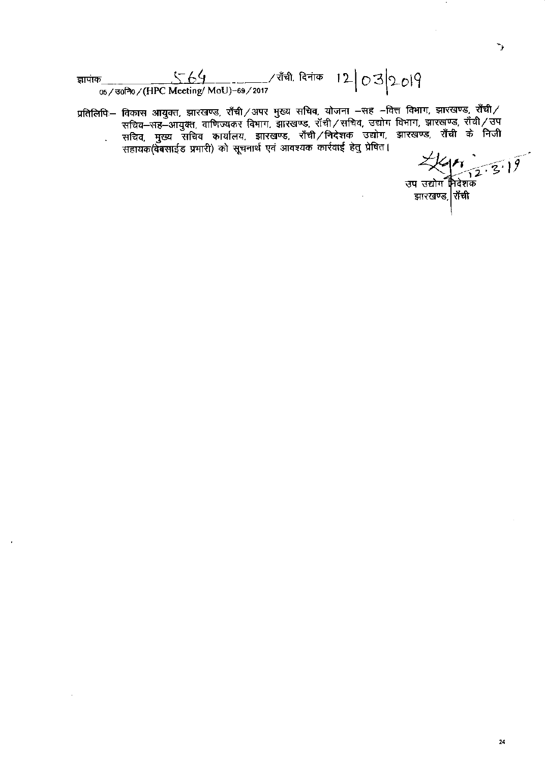ज्ञापांक 564 /राँची, दिनांक 12/03/2019
05/उ०नि०/(HPC Meeting/ MoU)-69/2017

प्रतिलिपिः– विकास आयुक्त, झारखण्ड, राँची/अपर मुख्य सचिव, योजना –सह –वित्त विभाग, झारखण्ड, राँची/सचिव–सह–आयुक्त, वाणिज्यकर विभाग, झारखण्ड, राँची/सचिव, उद्योग विभाग, झारखण्ड, राँची/उप सचिव, मुख्य सचिव कार्यालय, झारखण्ड, राँची/निदेशक उद्योग, झारखण्ड, राँची के निजी सहायक(वेबसाईड प्रभारी) को सूचनार्थ एवं आवश्यक कार्रवाई हेतु प्रेषित।

12.3.19
उप उद्योग निदेशक
झारखण्ड, राँची